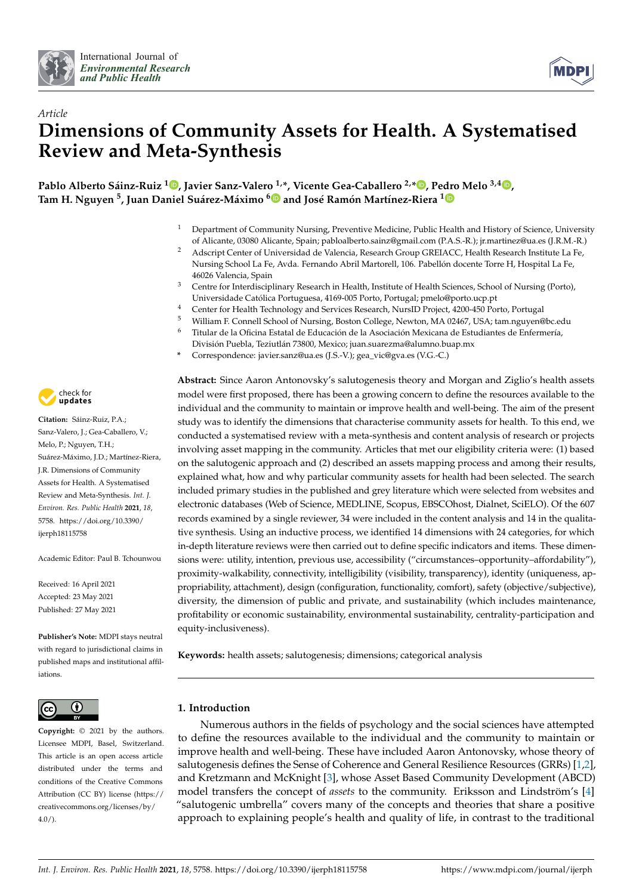*Article*

# Dimensions of Community Assets for Health. A Systematised Review and Meta-Synthesis

**Pablo Alberto Sáinz-Ruiz [1], Javier Sanz-Valero [1,*], Vicente Gea-Caballero [2,*], Pedro Melo [3,4], Tam H. Nguyen [5], Juan Daniel Suárez-Máximo [6] and José Ramón Martínez-Riera [1]**

1. Department of Community Nursing, Preventive Medicine, Public Health and History of Science, University of Alicante, 03080 Alicante, Spain; pabloalberto.sainz@gmail.com (P.A.S.-R.); jr.martinez@ua.es (J.R.M.-R.)
2. Adscript Center of Universidad de Valencia, Research Group GREIACC, Health Research Institute La Fe, Nursing School La Fe, Avda. Fernando Abril Martorell, 106. Pabellón docente Torre H, Hospital La Fe, 46026 Valencia, Spain
3. Centre for Interdisciplinary Research in Health, Institute of Health Sciences, School of Nursing (Porto), Universidade Católica Portuguesa, 4169-005 Porto, Portugal; pmelo@porto.ucp.pt
4. Center for Health Technology and Services Research, NursID Project, 4200-450 Porto, Portugal
5. William F. Connell School of Nursing, Boston College, Newton, MA 02467, USA; tam.nguyen@bc.edu
6. Titular de la Oficina Estatal de Educación de la Asociación Mexicana de Estudiantes de Enfermería, División Puebla, Teziutlán 73800, Mexico; juan.suarezma@alumno.buap.mx

\* Correspondence: javier.sanz@ua.es (J.S.-V.); gea_vic@gva.es (V.G.-C.)

**Citation:** Sáinz-Ruiz, P.A.; Sanz-Valero, J.; Gea-Caballero, V.; Melo, P.; Nguyen, T.H.; Suárez-Máximo, J.D.; Martínez-Riera, J.R. Dimensions of Community Assets for Health. A Systematised Review and Meta-Synthesis. *Int. J. Environ. Res. Public Health* **2021**, *18*, 5758. https://doi.org/10.3390/ijerph18115758

Academic Editor: Paul B. Tchounwou

Received: 16 April 2021
Accepted: 23 May 2021
Published: 27 May 2021

**Publisher's Note:** MDPI stays neutral with regard to jurisdictional claims in published maps and institutional affiliations.

**Copyright:** © 2021 by the authors. Licensee MDPI, Basel, Switzerland. This article is an open access article distributed under the terms and conditions of the Creative Commons Attribution (CC BY) license (https://creativecommons.org/licenses/by/4.0/).

**Abstract:** Since Aaron Antonovsky's salutogenesis theory and Morgan and Ziglio's health assets model were first proposed, there has been a growing concern to define the resources available to the individual and the community to maintain or improve health and well-being. The aim of the present study was to identify the dimensions that characterise community assets for health. To this end, we conducted a systematised review with a meta-synthesis and content analysis of research or projects involving asset mapping in the community. Articles that met our eligibility criteria were: (1) based on the salutogenic approach and (2) described an assets mapping process and among their results, explained what, how and why particular community assets for health had been selected. The search included primary studies in the published and grey literature which were selected from websites and electronic databases (Web of Science, MEDLINE, Scopus, EBSCOhost, Dialnet, SciELO). Of the 607 records examined by a single reviewer, 34 were included in the content analysis and 14 in the qualitative synthesis. Using an inductive process, we identified 14 dimensions with 24 categories, for which in-depth literature reviews were then carried out to define specific indicators and items. These dimensions were: utility, intention, previous use, accessibility ("circumstances–opportunity–affordability"), proximity-walkability, connectivity, intelligibility (visibility, transparency), identity (uniqueness, appropriability, attachment), design (configuration, functionality, comfort), safety (objective/subjective), diversity, the dimension of public and private, and sustainability (which includes maintenance, profitability or economic sustainability, environmental sustainability, centrality-participation and equity-inclusiveness).

**Keywords:** health assets; salutogenesis; dimensions; categorical analysis

## 1. Introduction

Numerous authors in the fields of psychology and the social sciences have attempted to define the resources available to the individual and the community to maintain or improve health and well-being. These have included Aaron Antonovsky, whose theory of salutogenesis defines the Sense of Coherence and General Resilience Resources (GRRs) [1,2], and Kretzmann and McKnight [3], whose Asset Based Community Development (ABCD) model transfers the concept of *assets* to the community. Eriksson and Lindström's [4] "salutogenic umbrella" covers many of the concepts and theories that share a positive approach to explaining people's health and quality of life, in contrast to the traditional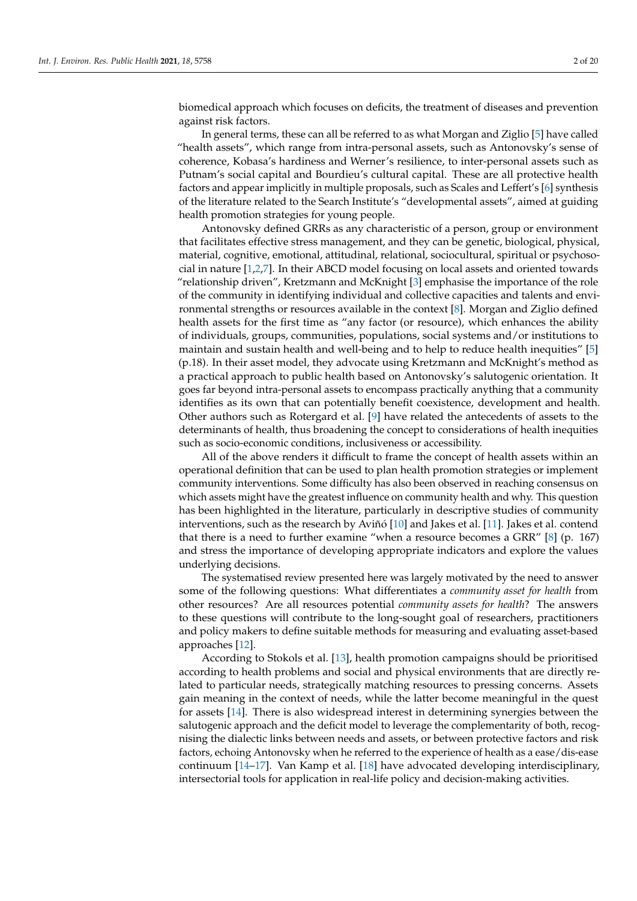biomedical approach which focuses on deficits, the treatment of diseases and prevention against risk factors.

In general terms, these can all be referred to as what Morgan and Ziglio [5] have called "health assets", which range from intra-personal assets, such as Antonovsky's sense of coherence, Kobasa's hardiness and Werner's resilience, to inter-personal assets such as Putnam's social capital and Bourdieu's cultural capital. These are all protective health factors and appear implicitly in multiple proposals, such as Scales and Leffert's [6] synthesis of the literature related to the Search Institute's "developmental assets", aimed at guiding health promotion strategies for young people.

Antonovsky defined GRRs as any characteristic of a person, group or environment that facilitates effective stress management, and they can be genetic, biological, physical, material, cognitive, emotional, attitudinal, relational, sociocultural, spiritual or psychosocial in nature [1,2,7]. In their ABCD model focusing on local assets and oriented towards "relationship driven", Kretzmann and McKnight [3] emphasise the importance of the role of the community in identifying individual and collective capacities and talents and environmental strengths or resources available in the context [8]. Morgan and Ziglio defined health assets for the first time as "any factor (or resource), which enhances the ability of individuals, groups, communities, populations, social systems and/or institutions to maintain and sustain health and well-being and to help to reduce health inequities" [5] (p.18). In their asset model, they advocate using Kretzmann and McKnight's method as a practical approach to public health based on Antonovsky's salutogenic orientation. It goes far beyond intra-personal assets to encompass practically anything that a community identifies as its own that can potentially benefit coexistence, development and health. Other authors such as Rotergard et al. [9] have related the antecedents of assets to the determinants of health, thus broadening the concept to considerations of health inequities such as socio-economic conditions, inclusiveness or accessibility.

All of the above renders it difficult to frame the concept of health assets within an operational definition that can be used to plan health promotion strategies or implement community interventions. Some difficulty has also been observed in reaching consensus on which assets might have the greatest influence on community health and why. This question has been highlighted in the literature, particularly in descriptive studies of community interventions, such as the research by Aviñó [10] and Jakes et al. [11]. Jakes et al. contend that there is a need to further examine "when a resource becomes a GRR" [8] (p. 167) and stress the importance of developing appropriate indicators and explore the values underlying decisions.

The systematised review presented here was largely motivated by the need to answer some of the following questions: What differentiates a *community asset for health* from other resources? Are all resources potential *community assets for health*? The answers to these questions will contribute to the long-sought goal of researchers, practitioners and policy makers to define suitable methods for measuring and evaluating asset-based approaches [12].

According to Stokols et al. [13], health promotion campaigns should be prioritised according to health problems and social and physical environments that are directly related to particular needs, strategically matching resources to pressing concerns. Assets gain meaning in the context of needs, while the latter become meaningful in the quest for assets [14]. There is also widespread interest in determining synergies between the salutogenic approach and the deficit model to leverage the complementarity of both, recognising the dialectic links between needs and assets, or between protective factors and risk factors, echoing Antonovsky when he referred to the experience of health as a ease/dis-ease continuum [14–17]. Van Kamp et al. [18] have advocated developing interdisciplinary, intersectorial tools for application in real-life policy and decision-making activities.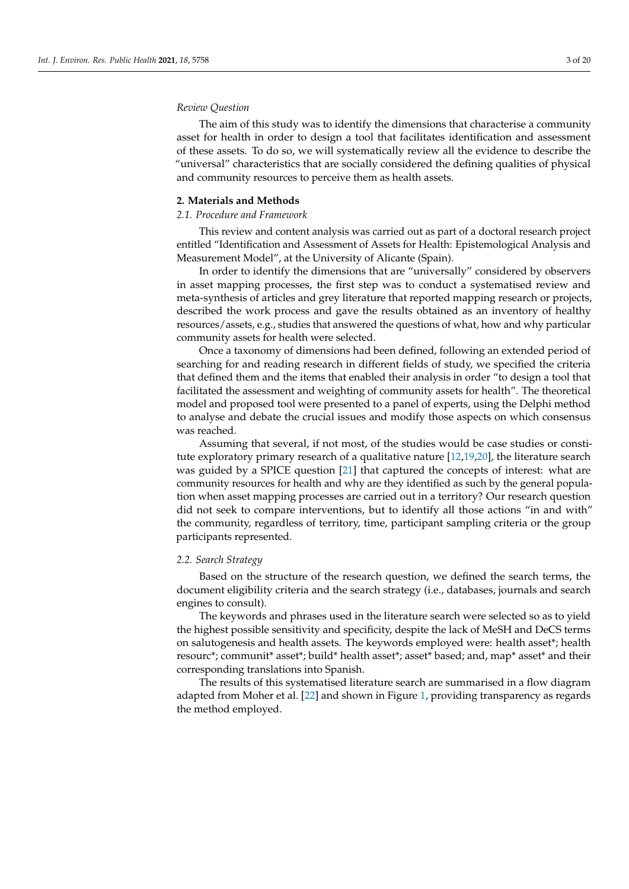*Review Question*

The aim of this study was to identify the dimensions that characterise a community asset for health in order to design a tool that facilitates identification and assessment of these assets. To do so, we will systematically review all the evidence to describe the "universal" characteristics that are socially considered the defining qualities of physical and community resources to perceive them as health assets.

## 2. Materials and Methods

### 2.1. Procedure and Framework

This review and content analysis was carried out as part of a doctoral research project entitled "Identification and Assessment of Assets for Health: Epistemological Analysis and Measurement Model", at the University of Alicante (Spain).

In order to identify the dimensions that are "universally" considered by observers in asset mapping processes, the first step was to conduct a systematised review and meta-synthesis of articles and grey literature that reported mapping research or projects, described the work process and gave the results obtained as an inventory of healthy resources/assets, e.g., studies that answered the questions of what, how and why particular community assets for health were selected.

Once a taxonomy of dimensions had been defined, following an extended period of searching for and reading research in different fields of study, we specified the criteria that defined them and the items that enabled their analysis in order "to design a tool that facilitated the assessment and weighting of community assets for health". The theoretical model and proposed tool were presented to a panel of experts, using the Delphi method to analyse and debate the crucial issues and modify those aspects on which consensus was reached.

Assuming that several, if not most, of the studies would be case studies or constitute exploratory primary research of a qualitative nature [12,19,20], the literature search was guided by a SPICE question [21] that captured the concepts of interest: what are community resources for health and why are they identified as such by the general population when asset mapping processes are carried out in a territory? Our research question did not seek to compare interventions, but to identify all those actions "in and with" the community, regardless of territory, time, participant sampling criteria or the group participants represented.

### 2.2. Search Strategy

Based on the structure of the research question, we defined the search terms, the document eligibility criteria and the search strategy (i.e., databases, journals and search engines to consult).

The keywords and phrases used in the literature search were selected so as to yield the highest possible sensitivity and specificity, despite the lack of MeSH and DeCS terms on salutogenesis and health assets. The keywords employed were: health asset*; health resourc*; communit* asset*; build* health asset*; asset* based; and, map* asset* and their corresponding translations into Spanish.

The results of this systematised literature search are summarised in a flow diagram adapted from Moher et al. [22] and shown in Figure 1, providing transparency as regards the method employed.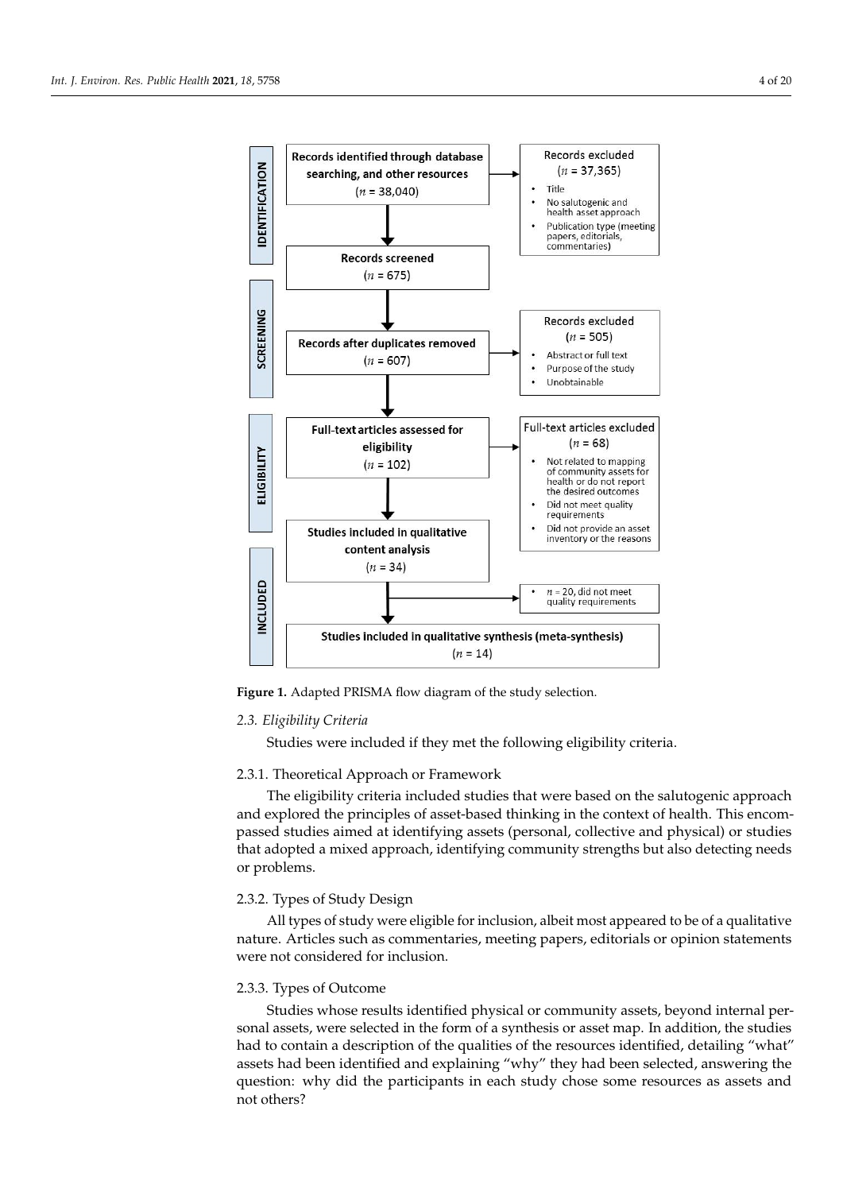**Figure 1.** Adapted PRISMA flow diagram of the study selection.

### 2.3. Eligibility Criteria

Studies were included if they met the following eligibility criteria.

#### 2.3.1. Theoretical Approach or Framework

The eligibility criteria included studies that were based on the salutogenic approach and explored the principles of asset-based thinking in the context of health. This encompassed studies aimed at identifying assets (personal, collective and physical) or studies that adopted a mixed approach, identifying community strengths but also detecting needs or problems.

#### 2.3.2. Types of Study Design

All types of study were eligible for inclusion, albeit most appeared to be of a qualitative nature. Articles such as commentaries, meeting papers, editorials or opinion statements were not considered for inclusion.

#### 2.3.3. Types of Outcome

Studies whose results identified physical or community assets, beyond internal personal assets, were selected in the form of a synthesis or asset map. In addition, the studies had to contain a description of the qualities of the resources identified, detailing "what" assets had been identified and explaining "why" they had been selected, answering the question: why did the participants in each study chose some resources as assets and not others?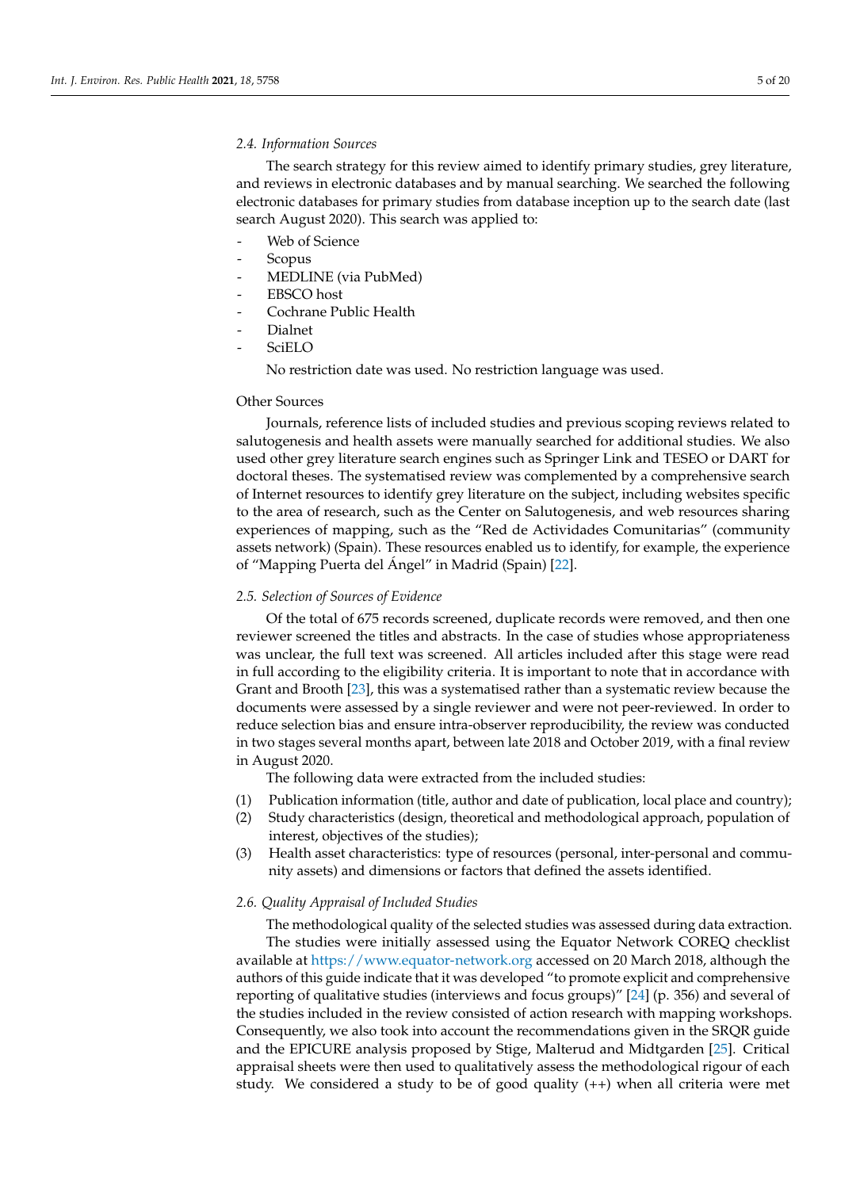### 2.4. Information Sources

The search strategy for this review aimed to identify primary studies, grey literature, and reviews in electronic databases and by manual searching. We searched the following electronic databases for primary studies from database inception up to the search date (last search August 2020). This search was applied to:

- Web of Science
- Scopus
- MEDLINE (via PubMed)
- EBSCO host
- Cochrane Public Health
- Dialnet
- SciELO

No restriction date was used. No restriction language was used.

Other Sources

Journals, reference lists of included studies and previous scoping reviews related to salutogenesis and health assets were manually searched for additional studies. We also used other grey literature search engines such as Springer Link and TESEO or DART for doctoral theses. The systematised review was complemented by a comprehensive search of Internet resources to identify grey literature on the subject, including websites specific to the area of research, such as the Center on Salutogenesis, and web resources sharing experiences of mapping, such as the "Red de Actividades Comunitarias" (community assets network) (Spain). These resources enabled us to identify, for example, the experience of "Mapping Puerta del Ángel" in Madrid (Spain) [22].

### 2.5. Selection of Sources of Evidence

Of the total of 675 records screened, duplicate records were removed, and then one reviewer screened the titles and abstracts. In the case of studies whose appropriateness was unclear, the full text was screened. All articles included after this stage were read in full according to the eligibility criteria. It is important to note that in accordance with Grant and Brooth [23], this was a systematised rather than a systematic review because the documents were assessed by a single reviewer and were not peer-reviewed. In order to reduce selection bias and ensure intra-observer reproducibility, the review was conducted in two stages several months apart, between late 2018 and October 2019, with a final review in August 2020.

The following data were extracted from the included studies:

(1) Publication information (title, author and date of publication, local place and country);
(2) Study characteristics (design, theoretical and methodological approach, population of interest, objectives of the studies);
(3) Health asset characteristics: type of resources (personal, inter-personal and community assets) and dimensions or factors that defined the assets identified.

### 2.6. Quality Appraisal of Included Studies

The methodological quality of the selected studies was assessed during data extraction.

The studies were initially assessed using the Equator Network COREQ checklist available at https://www.equator-network.org accessed on 20 March 2018, although the authors of this guide indicate that it was developed "to promote explicit and comprehensive reporting of qualitative studies (interviews and focus groups)" [24] (p. 356) and several of the studies included in the review consisted of action research with mapping workshops. Consequently, we also took into account the recommendations given in the SRQR guide and the EPICURE analysis proposed by Stige, Malterud and Midtgarden [25]. Critical appraisal sheets were then used to qualitatively assess the methodological rigour of each study. We considered a study to be of good quality (++) when all criteria were met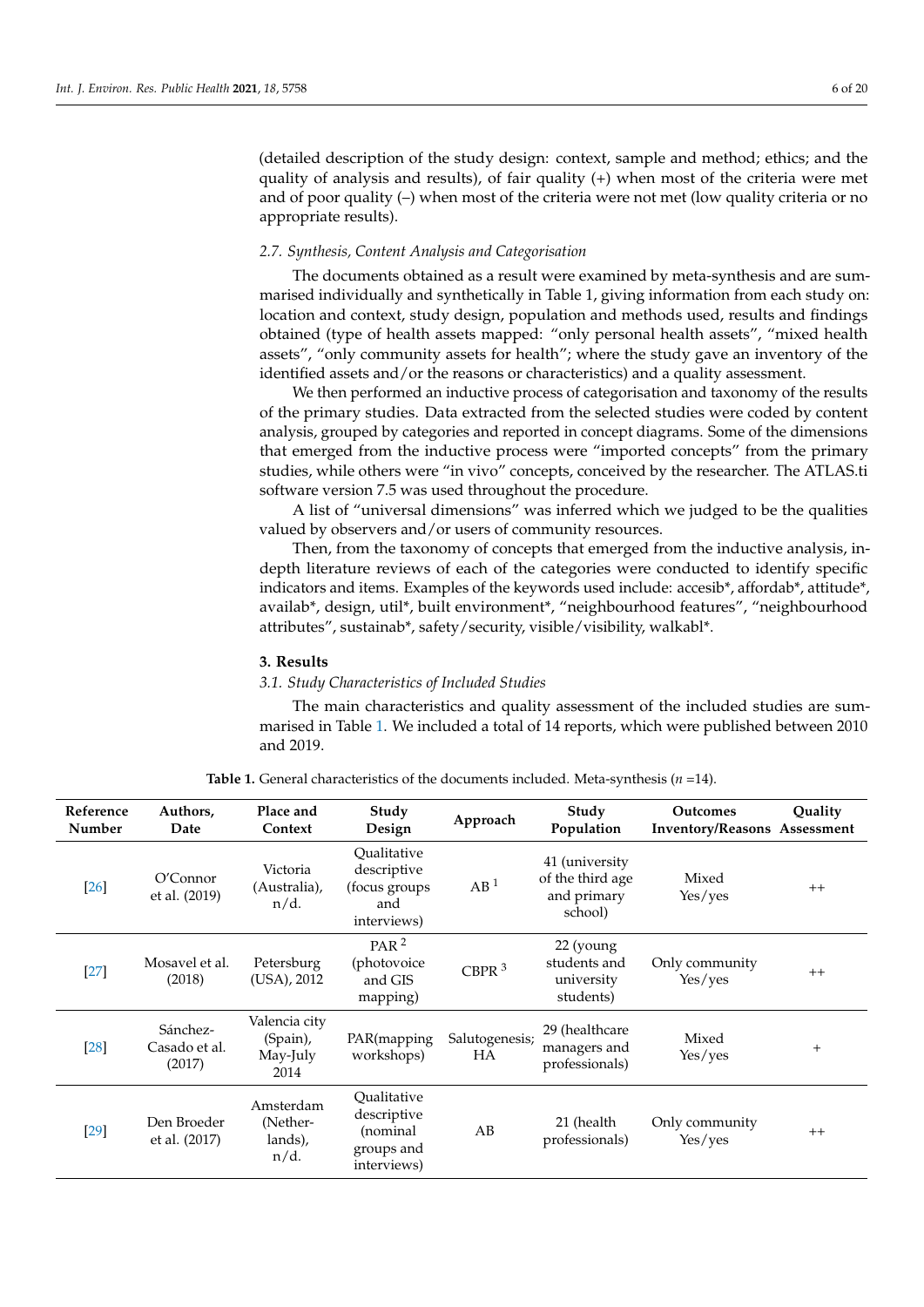(detailed description of the study design: context, sample and method; ethics; and the quality of analysis and results), of fair quality (+) when most of the criteria were met and of poor quality (–) when most of the criteria were not met (low quality criteria or no appropriate results).

### 2.7. Synthesis, Content Analysis and Categorisation

The documents obtained as a result were examined by meta-synthesis and are summarised individually and synthetically in Table 1, giving information from each study on: location and context, study design, population and methods used, results and findings obtained (type of health assets mapped: "only personal health assets", "mixed health assets", "only community assets for health"; where the study gave an inventory of the identified assets and/or the reasons or characteristics) and a quality assessment.

We then performed an inductive process of categorisation and taxonomy of the results of the primary studies. Data extracted from the selected studies were coded by content analysis, grouped by categories and reported in concept diagrams. Some of the dimensions that emerged from the inductive process were "imported concepts" from the primary studies, while others were "in vivo" concepts, conceived by the researcher. The ATLAS.ti software version 7.5 was used throughout the procedure.

A list of "universal dimensions" was inferred which we judged to be the qualities valued by observers and/or users of community resources.

Then, from the taxonomy of concepts that emerged from the inductive analysis, in-depth literature reviews of each of the categories were conducted to identify specific indicators and items. Examples of the keywords used include: accesib*, affordab*, attitude*, availab*, design, util*, built environment*, "neighbourhood features", "neighbourhood attributes", sustainab*, safety/security, visible/visibility, walkabl*.

## 3. Results

### 3.1. Study Characteristics of Included Studies

The main characteristics and quality assessment of the included studies are summarised in Table 1. We included a total of 14 reports, which were published between 2010 and 2019.

**Table 1.** General characteristics of the documents included. Meta-synthesis (*n* =14).

| Reference Number | Authors, Date | Place and Context | Study Design | Approach | Study Population | Outcomes Inventory/Reasons | Quality Assessment |
|---|---|---|---|---|---|---|---|
| [26] | O'Connor et al. (2019) | Victoria (Australia), n/d. | Qualitative descriptive (focus groups and interviews) | AB [1] | 41 (university of the third age and primary school) | Mixed Yes/yes | ++ |
| [27] | Mosavel et al. (2018) | Petersburg (USA), 2012 | PAR [2] (photovoice and GIS mapping) | CBPR [3] | 22 (young students and university students) | Only community Yes/yes | ++ |
| [28] | Sánchez-Casado et al. (2017) | Valencia city (Spain), May-July 2014 | PAR(mapping workshops) | Salutogenesis; HA | 29 (healthcare managers and professionals) | Mixed Yes/yes | + |
| [29] | Den Broeder et al. (2017) | Amsterdam (Netherlands), n/d. | Qualitative descriptive (nominal groups and interviews) | AB | 21 (health professionals) | Only community Yes/yes | ++ |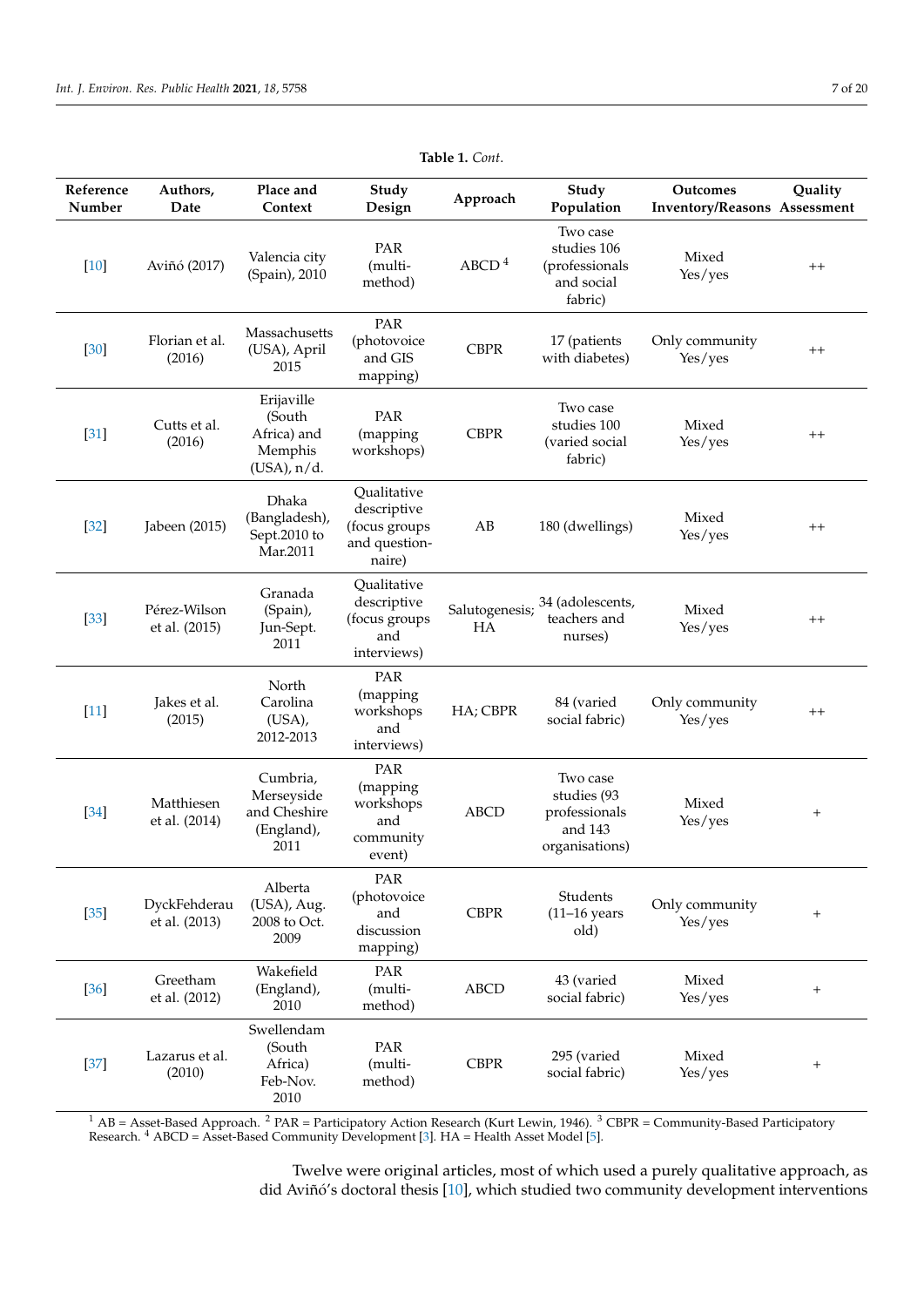**Table 1.** *Cont.*

| Reference Number | Authors, Date | Place and Context | Study Design | Approach | Study Population | Outcomes Inventory/Reasons | Quality Assessment |
|---|---|---|---|---|---|---|---|
| [10] | Aviñó (2017) | Valencia city (Spain), 2010 | PAR (multi-method) | ABCD [4] | Two case studies 106 (professionals and social fabric) | Mixed Yes/yes | ++ |
| [30] | Florian et al. (2016) | Massachusetts (USA), April 2015 | PAR (photovoice and GIS mapping) | CBPR | 17 (patients with diabetes) | Only community Yes/yes | ++ |
| [31] | Cutts et al. (2016) | Erijaville (South Africa) and Memphis (USA), n/d. | PAR (mapping workshops) | CBPR | Two case studies 100 (varied social fabric) | Mixed Yes/yes | ++ |
| [32] | Jabeen (2015) | Dhaka (Bangladesh), Sept.2010 to Mar.2011 | Qualitative descriptive (focus groups and question-naire) | AB | 180 (dwellings) | Mixed Yes/yes | ++ |
| [33] | Pérez-Wilson et al. (2015) | Granada (Spain), Jun-Sept. 2011 | Qualitative descriptive (focus groups and interviews) | Salutogenesis; HA | 34 (adolescents, teachers and nurses) | Mixed Yes/yes | ++ |
| [11] | Jakes et al. (2015) | North Carolina (USA), 2012-2013 | PAR (mapping workshops and interviews) | HA; CBPR | 84 (varied social fabric) | Only community Yes/yes | ++ |
| [34] | Matthiesen et al. (2014) | Cumbria, Merseyside and Cheshire (England), 2011 | PAR (mapping workshops and community event) | ABCD | Two case studies (93 professionals and 143 organisations) | Mixed Yes/yes | + |
| [35] | DyckFehderau et al. (2013) | Alberta (USA), Aug. 2008 to Oct. 2009 | PAR (photovoice and discussion mapping) | CBPR | Students (11–16 years old) | Only community Yes/yes | + |
| [36] | Greetham et al. (2012) | Wakefield (England), 2010 | PAR (multi-method) | ABCD | 43 (varied social fabric) | Mixed Yes/yes | + |
| [37] | Lazarus et al. (2010) | Swellendam (South Africa) Feb-Nov. 2010 | PAR (multi-method) | CBPR | 295 (varied social fabric) | Mixed Yes/yes | + |

[1] AB = Asset-Based Approach. [2] PAR = Participatory Action Research (Kurt Lewin, 1946). [3] CBPR = Community-Based Participatory Research. [4] ABCD = Asset-Based Community Development [3]. HA = Health Asset Model [5].

Twelve were original articles, most of which used a purely qualitative approach, as did Aviñó's doctoral thesis [10], which studied two community development interventions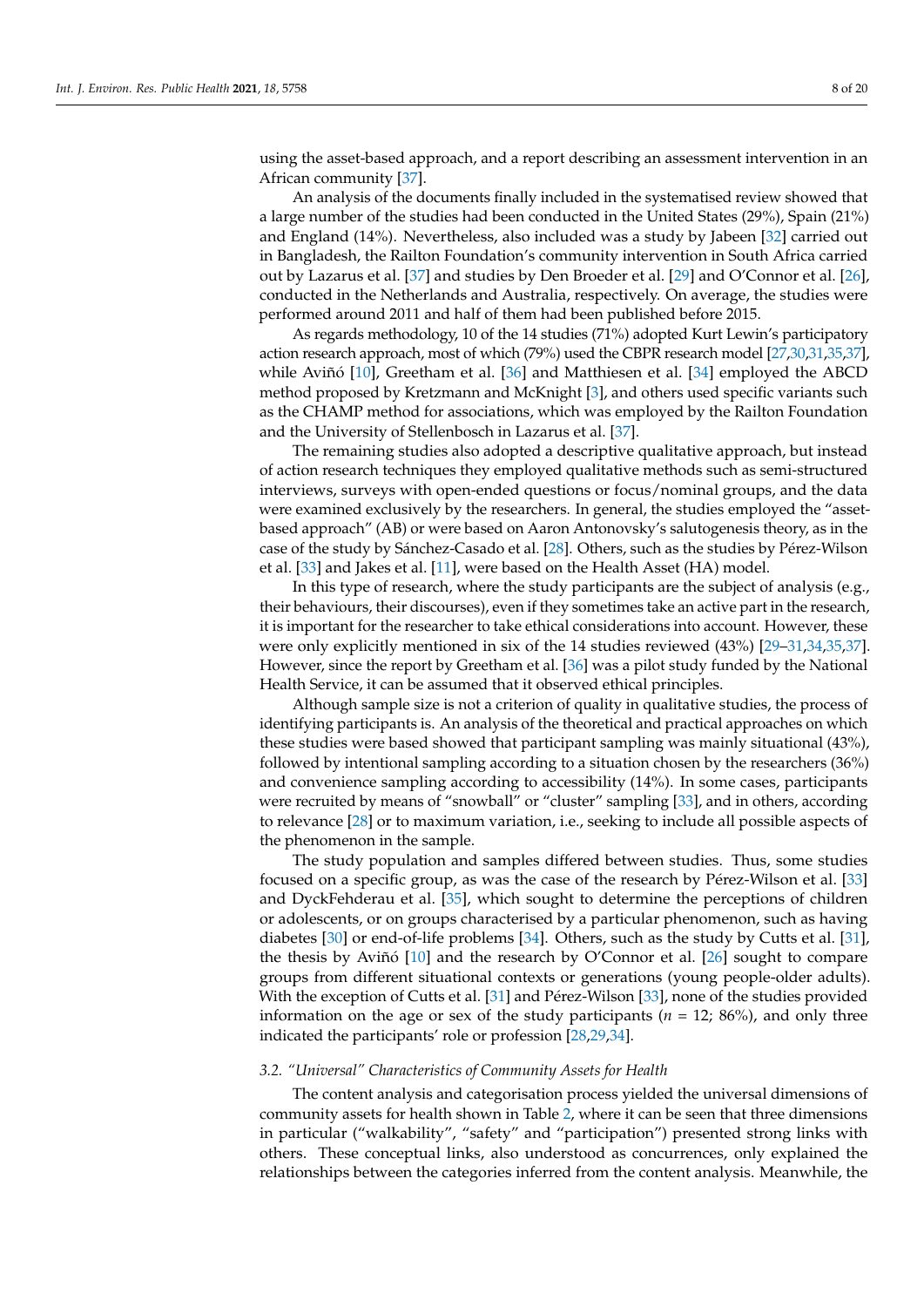using the asset-based approach, and a report describing an assessment intervention in an African community [37].

An analysis of the documents finally included in the systematised review showed that a large number of the studies had been conducted in the United States (29%), Spain (21%) and England (14%). Nevertheless, also included was a study by Jabeen [32] carried out in Bangladesh, the Railton Foundation's community intervention in South Africa carried out by Lazarus et al. [37] and studies by Den Broeder et al. [29] and O'Connor et al. [26], conducted in the Netherlands and Australia, respectively. On average, the studies were performed around 2011 and half of them had been published before 2015.

As regards methodology, 10 of the 14 studies (71%) adopted Kurt Lewin's participatory action research approach, most of which (79%) used the CBPR research model [27,30,31,35,37], while Aviñó [10], Greetham et al. [36] and Matthiesen et al. [34] employed the ABCD method proposed by Kretzmann and McKnight [3], and others used specific variants such as the CHAMP method for associations, which was employed by the Railton Foundation and the University of Stellenbosch in Lazarus et al. [37].

The remaining studies also adopted a descriptive qualitative approach, but instead of action research techniques they employed qualitative methods such as semi-structured interviews, surveys with open-ended questions or focus/nominal groups, and the data were examined exclusively by the researchers. In general, the studies employed the "asset-based approach" (AB) or were based on Aaron Antonovsky's salutogenesis theory, as in the case of the study by Sánchez-Casado et al. [28]. Others, such as the studies by Pérez-Wilson et al. [33] and Jakes et al. [11], were based on the Health Asset (HA) model.

In this type of research, where the study participants are the subject of analysis (e.g., their behaviours, their discourses), even if they sometimes take an active part in the research, it is important for the researcher to take ethical considerations into account. However, these were only explicitly mentioned in six of the 14 studies reviewed (43%) [29–31,34,35,37]. However, since the report by Greetham et al. [36] was a pilot study funded by the National Health Service, it can be assumed that it observed ethical principles.

Although sample size is not a criterion of quality in qualitative studies, the process of identifying participants is. An analysis of the theoretical and practical approaches on which these studies were based showed that participant sampling was mainly situational (43%), followed by intentional sampling according to a situation chosen by the researchers (36%) and convenience sampling according to accessibility (14%). In some cases, participants were recruited by means of "snowball" or "cluster" sampling [33], and in others, according to relevance [28] or to maximum variation, i.e., seeking to include all possible aspects of the phenomenon in the sample.

The study population and samples differed between studies. Thus, some studies focused on a specific group, as was the case of the research by Pérez-Wilson et al. [33] and DyckFehderau et al. [35], which sought to determine the perceptions of children or adolescents, or on groups characterised by a particular phenomenon, such as having diabetes [30] or end-of-life problems [34]. Others, such as the study by Cutts et al. [31], the thesis by Aviñó [10] and the research by O'Connor et al. [26] sought to compare groups from different situational contexts or generations (young people-older adults). With the exception of Cutts et al. [31] and Pérez-Wilson [33], none of the studies provided information on the age or sex of the study participants ($n$ = 12; 86%), and only three indicated the participants' role or profession [28,29,34].

### 3.2. "Universal" Characteristics of Community Assets for Health

The content analysis and categorisation process yielded the universal dimensions of community assets for health shown in Table 2, where it can be seen that three dimensions in particular ("walkability", "safety" and "participation") presented strong links with others. These conceptual links, also understood as concurrences, only explained the relationships between the categories inferred from the content analysis. Meanwhile, the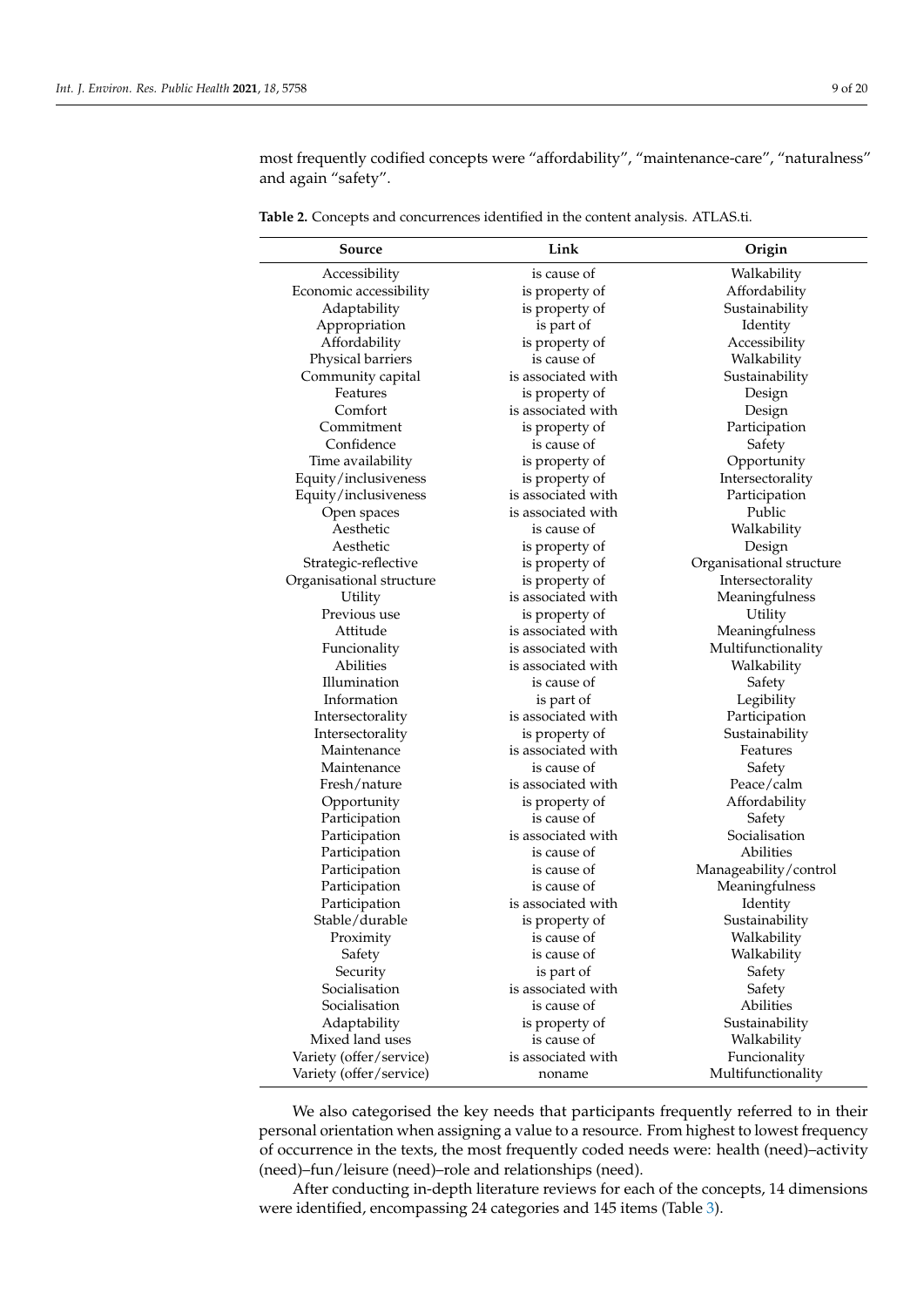most frequently codified concepts were “affordability”, “maintenance-care”, “naturalness” and again “safety”.

**Table 2.** Concepts and concurrences identified in the content analysis. ATLAS.ti.

| Source | Link | Origin |
|---|---|---|
| Accessibility | is cause of | Walkability |
| Economic accessibility | is property of | Affordability |
| Adaptability | is property of | Sustainability |
| Appropriation | is part of | Identity |
| Affordability | is property of | Accessibility |
| Physical barriers | is cause of | Walkability |
| Community capital | is associated with | Sustainability |
| Features | is property of | Design |
| Comfort | is associated with | Design |
| Commitment | is property of | Participation |
| Confidence | is cause of | Safety |
| Time availability | is property of | Opportunity |
| Equity/inclusiveness | is property of | Intersectorality |
| Equity/inclusiveness | is associated with | Participation |
| Open spaces | is associated with | Public |
| Aesthetic | is cause of | Walkability |
| Aesthetic | is property of | Design |
| Strategic-reflective | is property of | Organisational structure |
| Organisational structure | is property of | Intersectorality |
| Utility | is associated with | Meaningfulness |
| Previous use | is property of | Utility |
| Attitude | is associated with | Meaningfulness |
| Funcionality | is associated with | Multifunctionality |
| Abilities | is associated with | Walkability |
| Illumination | is cause of | Safety |
| Information | is part of | Legibility |
| Intersectorality | is associated with | Participation |
| Intersectorality | is property of | Sustainability |
| Maintenance | is associated with | Features |
| Maintenance | is cause of | Safety |
| Fresh/nature | is associated with | Peace/calm |
| Opportunity | is property of | Affordability |
| Participation | is cause of | Safety |
| Participation | is associated with | Socialisation |
| Participation | is cause of | Abilities |
| Participation | is cause of | Manageability/control |
| Participation | is cause of | Meaningfulness |
| Participation | is associated with | Identity |
| Stable/durable | is property of | Sustainability |
| Proximity | is cause of | Walkability |
| Safety | is cause of | Walkability |
| Security | is part of | Safety |
| Socialisation | is associated with | Safety |
| Socialisation | is cause of | Abilities |
| Adaptability | is property of | Sustainability |
| Mixed land uses | is cause of | Walkability |
| Variety (offer/service) | is associated with | Funcionality |
| Variety (offer/service) | noname | Multifunctionality |

We also categorised the key needs that participants frequently referred to in their personal orientation when assigning a value to a resource. From highest to lowest frequency of occurrence in the texts, the most frequently coded needs were: health (need)–activity (need)–fun/leisure (need)–role and relationships (need).

After conducting in-depth literature reviews for each of the concepts, 14 dimensions were identified, encompassing 24 categories and 145 items (Table 3).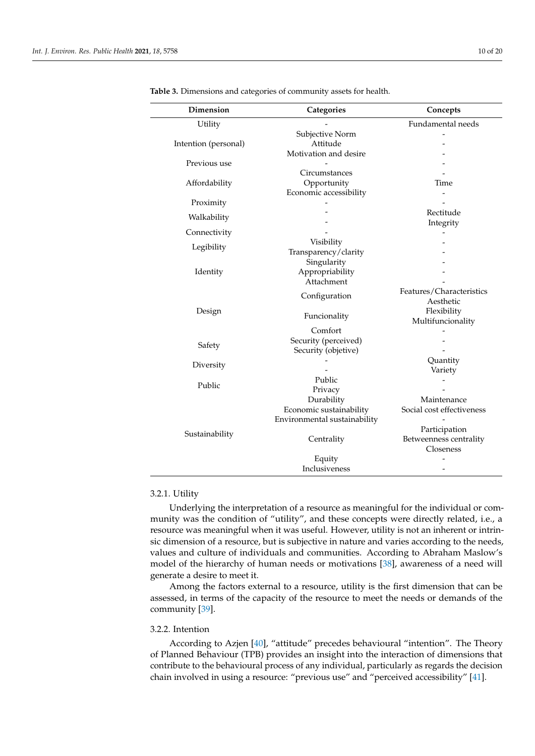**Table 3.** Dimensions and categories of community assets for health.

| Dimension | Categories | Concepts |
| --- | --- | --- |
| Utility | - | Fundamental needs |
| Intention (personal) | Subjective Norm | - |
| | Attitude | - |
| | Motivation and desire | - |
| Previous use | - | - |
| Affordability | Circumstances | - |
| | Opportunity | Time |
| | Economic accessibility | - |
| Proximity | - | - |
| Walkability | - | Rectitude |
| | - | Integrity |
| Connectivity | - | - |
| Legibility | Visibility | - |
| | Transparency/clarity | - |
| Identity | Singularity | - |
| | Appropriability | - |
| | Attachment | - |
| Design | Configuration | Features/Characteristics |
| | | Aesthetic |
| | Funcionality | Flexibility |
| | | Multifuncionality |
| | Comfort | - |
| Safety | Security (perceived) | - |
| | Security (objetive) | - |
| Diversity | - | Quantity |
| | - | Variety |
| Public | Public | - |
| | Privacy | - |
| Sustainability | Durability | Maintenance |
| | Economic sustainability | Social cost effectiveness |
| | Environmental sustainability | - |
| | Centrality | Participation |
| | | Betweenness centrality |
| | | Closeness |
| | Equity | - |
| | Inclusiveness | - |

#### 3.2.1. Utility

Underlying the interpretation of a resource as meaningful for the individual or community was the condition of "utility", and these concepts were directly related, i.e., a resource was meaningful when it was useful. However, utility is not an inherent or intrinsic dimension of a resource, but is subjective in nature and varies according to the needs, values and culture of individuals and communities. According to Abraham Maslow's model of the hierarchy of human needs or motivations [38], awareness of a need will generate a desire to meet it.

Among the factors external to a resource, utility is the first dimension that can be assessed, in terms of the capacity of the resource to meet the needs or demands of the community [39].

#### 3.2.2. Intention

According to Azjen [40], "attitude" precedes behavioural "intention". The Theory of Planned Behaviour (TPB) provides an insight into the interaction of dimensions that contribute to the behavioural process of any individual, particularly as regards the decision chain involved in using a resource: "previous use" and "perceived accessibility" [41].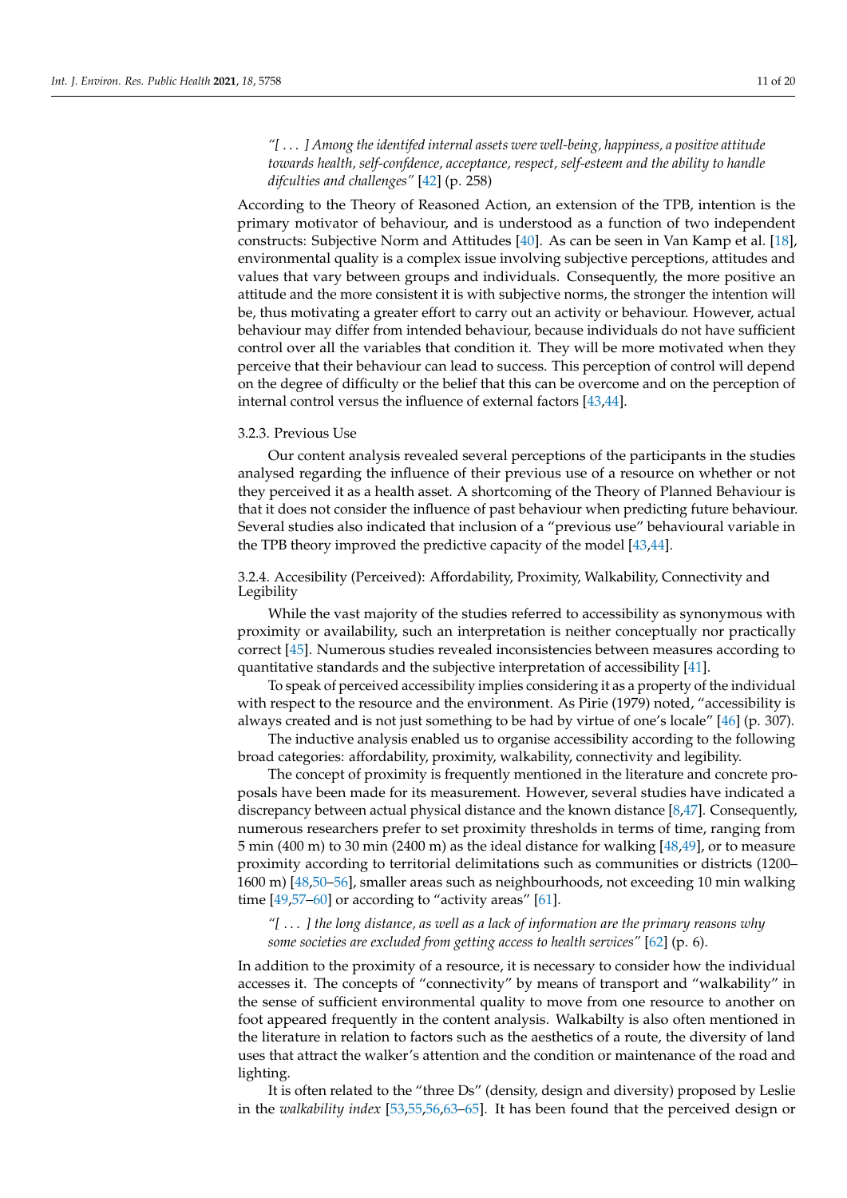*"[ . . . ] Among the identifed internal assets were well-being, happiness, a positive attitude towards health, self-confdence, acceptance, respect, self-esteem and the ability to handle difculties and challenges"* [42] (p. 258)

According to the Theory of Reasoned Action, an extension of the TPB, intention is the primary motivator of behaviour, and is understood as a function of two independent constructs: Subjective Norm and Attitudes [40]. As can be seen in Van Kamp et al. [18], environmental quality is a complex issue involving subjective perceptions, attitudes and values that vary between groups and individuals. Consequently, the more positive an attitude and the more consistent it is with subjective norms, the stronger the intention will be, thus motivating a greater effort to carry out an activity or behaviour. However, actual behaviour may differ from intended behaviour, because individuals do not have sufficient control over all the variables that condition it. They will be more motivated when they perceive that their behaviour can lead to success. This perception of control will depend on the degree of difficulty or the belief that this can be overcome and on the perception of internal control versus the influence of external factors [43,44].

#### 3.2.3. Previous Use

Our content analysis revealed several perceptions of the participants in the studies analysed regarding the influence of their previous use of a resource on whether or not they perceived it as a health asset. A shortcoming of the Theory of Planned Behaviour is that it does not consider the influence of past behaviour when predicting future behaviour. Several studies also indicated that inclusion of a "previous use" behavioural variable in the TPB theory improved the predictive capacity of the model [43,44].

#### 3.2.4. Accesibility (Perceived): Affordability, Proximity, Walkability, Connectivity and Legibility

While the vast majority of the studies referred to accessibility as synonymous with proximity or availability, such an interpretation is neither conceptually nor practically correct [45]. Numerous studies revealed inconsistencies between measures according to quantitative standards and the subjective interpretation of accessibility [41].

To speak of perceived accessibility implies considering it as a property of the individual with respect to the resource and the environment. As Pirie (1979) noted, "accessibility is always created and is not just something to be had by virtue of one's locale" [46] (p. 307).

The inductive analysis enabled us to organise accessibility according to the following broad categories: affordability, proximity, walkability, connectivity and legibility.

The concept of proximity is frequently mentioned in the literature and concrete proposals have been made for its measurement. However, several studies have indicated a discrepancy between actual physical distance and the known distance [8,47]. Consequently, numerous researchers prefer to set proximity thresholds in terms of time, ranging from 5 min (400 m) to 30 min (2400 m) as the ideal distance for walking [48,49], or to measure proximity according to territorial delimitations such as communities or districts (1200–1600 m) [48,50–56], smaller areas such as neighbourhoods, not exceeding 10 min walking time [49,57–60] or according to "activity areas" [61].

*"[ . . . ] the long distance, as well as a lack of information are the primary reasons why some societies are excluded from getting access to health services"* [62] (p. 6).

In addition to the proximity of a resource, it is necessary to consider how the individual accesses it. The concepts of "connectivity" by means of transport and "walkability" in the sense of sufficient environmental quality to move from one resource to another on foot appeared frequently in the content analysis. Walkabilty is also often mentioned in the literature in relation to factors such as the aesthetics of a route, the diversity of land uses that attract the walker's attention and the condition or maintenance of the road and lighting.

It is often related to the "three Ds" (density, design and diversity) proposed by Leslie in the *walkability index* [53,55,56,63–65]. It has been found that the perceived design or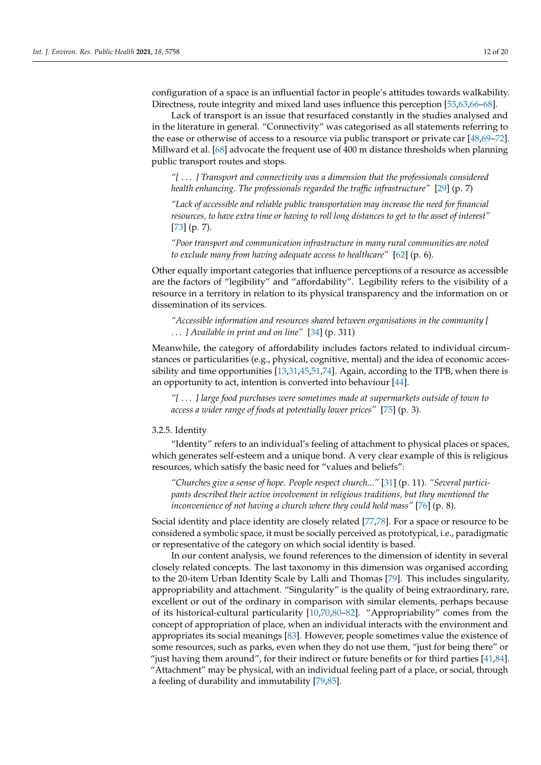configuration of a space is an influential factor in people's attitudes towards walkability. Directness, route integrity and mixed land uses influence this perception [53,63,66–68].

Lack of transport is an issue that resurfaced constantly in the studies analysed and in the literature in general. "Connectivity" was categorised as all statements referring to the ease or otherwise of access to a resource via public transport or private car [48,69–72]. Millward et al. [68] advocate the frequent use of 400 m distance thresholds when planning public transport routes and stops.

> *"[ . . . ] Transport and connectivity was a dimension that the professionals considered health enhancing. The professionals regarded the traffic infrastructure"* [29] (p. 7)

> *"Lack of accessible and reliable public transportation may increase the need for financial resources, to have extra time or having to roll long distances to get to the asset of interest"* [73] (p. 7).

> *"Poor transport and communication infrastructure in many rural communities are noted to exclude many from having adequate access to healthcare"* [62] (p. 6).

Other equally important categories that influence perceptions of a resource as accessible are the factors of "legibility" and "affordability". Legibility refers to the visibility of a resource in a territory in relation to its physical transparency and the information on or dissemination of its services.

> *"Accessible information and resources shared between organisations in the community [ . . . ] Available in print and on line"* [34] (p. 311)

Meanwhile, the category of affordability includes factors related to individual circumstances or particularities (e.g., physical, cognitive, mental) and the idea of economic accessibility and time opportunities [13,31,45,51,74]. Again, according to the TPB, when there is an opportunity to act, intention is converted into behaviour [44].

> *"[ . . . ] large food purchases were sometimes made at supermarkets outside of town to access a wider range of foods at potentially lower prices"* [75] (p. 3).

#### 3.2.5. Identity

"Identity" refers to an individual's feeling of attachment to physical places or spaces, which generates self-esteem and a unique bond. A very clear example of this is religious resources, which satisfy the basic need for "values and beliefs":

> *"Churches give a sense of hope. People respect church..."* [31] (p. 11). *"Several participants described their active involvement in religious traditions, but they mentioned the inconvenience of not having a church where they could hold mass"* [76] (p. 8).

Social identity and place identity are closely related [77,78]. For a space or resource to be considered a symbolic space, it must be socially perceived as prototypical, i.e., paradigmatic or representative of the category on which social identity is based.

In our content analysis, we found references to the dimension of identity in several closely related concepts. The last taxonomy in this dimension was organised according to the 20-item Urban Identity Scale by Lalli and Thomas [79]. This includes singularity, appropriability and attachment. "Singularity" is the quality of being extraordinary, rare, excellent or out of the ordinary in comparison with similar elements, perhaps because of its historical-cultural particularity [10,70,80–82]. "Appropriability" comes from the concept of appropriation of place, when an individual interacts with the environment and appropriates its social meanings [83]. However, people sometimes value the existence of some resources, such as parks, even when they do not use them, "just for being there" or "just having them around", for their indirect or future benefits or for third parties [41,84]. "Attachment" may be physical, with an individual feeling part of a place, or social, through a feeling of durability and immutability [79,85].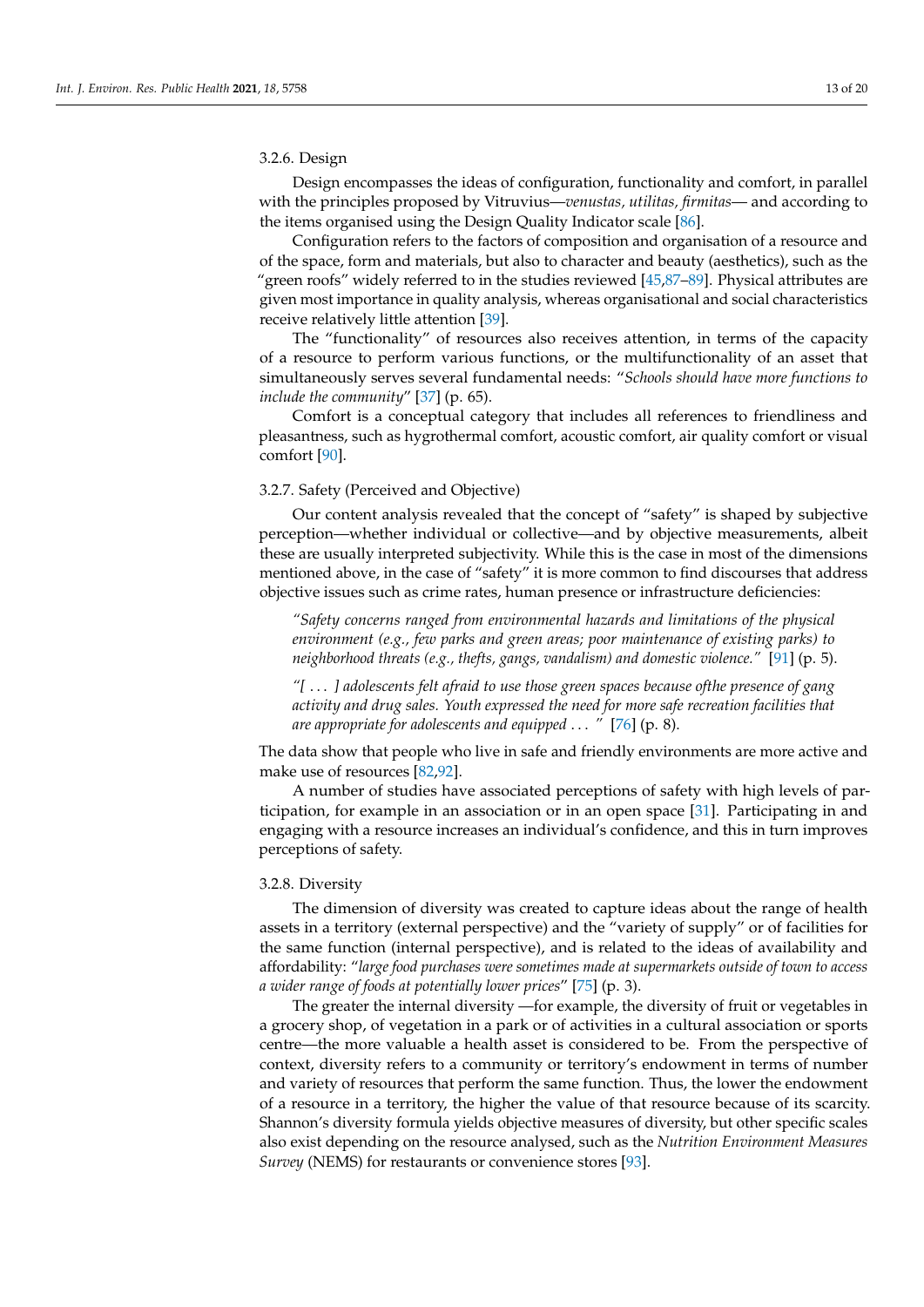#### 3.2.6. Design

Design encompasses the ideas of configuration, functionality and comfort, in parallel with the principles proposed by Vitruvius—*venustas, utilitas, firmitas*— and according to the items organised using the Design Quality Indicator scale [86].

Configuration refers to the factors of composition and organisation of a resource and of the space, form and materials, but also to character and beauty (aesthetics), such as the "green roofs" widely referred to in the studies reviewed [45,87–89]. Physical attributes are given most importance in quality analysis, whereas organisational and social characteristics receive relatively little attention [39].

The "functionality" of resources also receives attention, in terms of the capacity of a resource to perform various functions, or the multifunctionality of an asset that simultaneously serves several fundamental needs: "*Schools should have more functions to include the community*" [37] (p. 65).

Comfort is a conceptual category that includes all references to friendliness and pleasantness, such as hygrothermal comfort, acoustic comfort, air quality comfort or visual comfort [90].

#### 3.2.7. Safety (Perceived and Objective)

Our content analysis revealed that the concept of "safety" is shaped by subjective perception—whether individual or collective—and by objective measurements, albeit these are usually interpreted subjectivity. While this is the case in most of the dimensions mentioned above, in the case of "safety" it is more common to find discourses that address objective issues such as crime rates, human presence or infrastructure deficiencies:

> *"Safety concerns ranged from environmental hazards and limitations of the physical environment (e.g., few parks and green areas; poor maintenance of existing parks) to neighborhood threats (e.g., thefts, gangs, vandalism) and domestic violence."* [91] (p. 5).

> *"[ . . . ] adolescents felt afraid to use those green spaces because ofthe presence of gang activity and drug sales. Youth expressed the need for more safe recreation facilities that are appropriate for adolescents and equipped . . . "* [76] (p. 8).

The data show that people who live in safe and friendly environments are more active and make use of resources [82,92].

A number of studies have associated perceptions of safety with high levels of participation, for example in an association or in an open space [31]. Participating in and engaging with a resource increases an individual's confidence, and this in turn improves perceptions of safety.

#### 3.2.8. Diversity

The dimension of diversity was created to capture ideas about the range of health assets in a territory (external perspective) and the "variety of supply" or of facilities for the same function (internal perspective), and is related to the ideas of availability and affordability: "*large food purchases were sometimes made at supermarkets outside of town to access a wider range of foods at potentially lower prices*" [75] (p. 3).

The greater the internal diversity —for example, the diversity of fruit or vegetables in a grocery shop, of vegetation in a park or of activities in a cultural association or sports centre—the more valuable a health asset is considered to be. From the perspective of context, diversity refers to a community or territory's endowment in terms of number and variety of resources that perform the same function. Thus, the lower the endowment of a resource in a territory, the higher the value of that resource because of its scarcity. Shannon's diversity formula yields objective measures of diversity, but other specific scales also exist depending on the resource analysed, such as the *Nutrition Environment Measures Survey* (NEMS) for restaurants or convenience stores [93].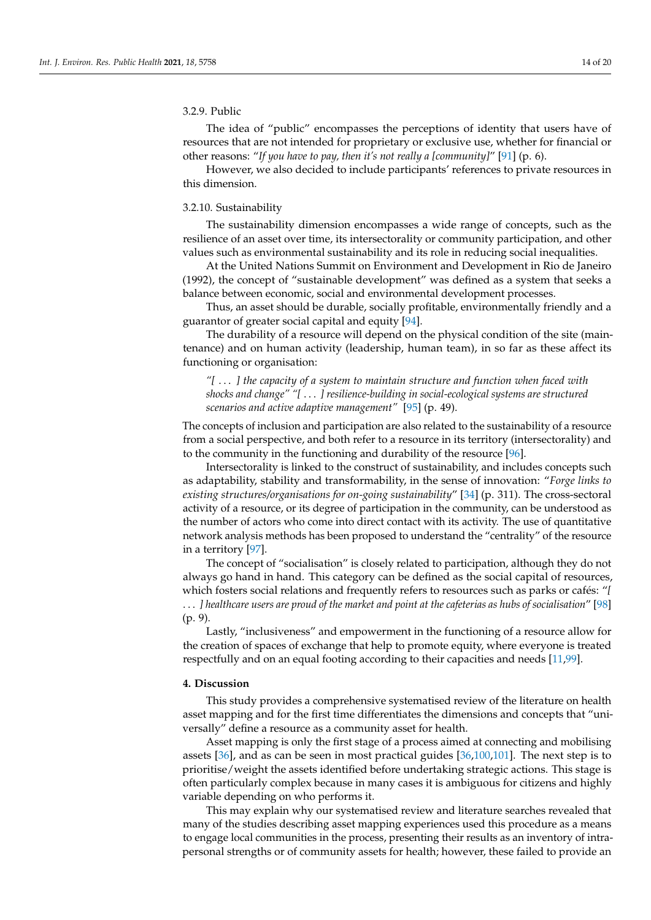#### 3.2.9. Public

The idea of "public" encompasses the perceptions of identity that users have of resources that are not intended for proprietary or exclusive use, whether for financial or other reasons: "*If you have to pay, then it's not really a [community]*" [91] (p. 6).

However, we also decided to include participants' references to private resources in this dimension.

#### 3.2.10. Sustainability

The sustainability dimension encompasses a wide range of concepts, such as the resilience of an asset over time, its intersectorality or community participation, and other values such as environmental sustainability and its role in reducing social inequalities.

At the United Nations Summit on Environment and Development in Rio de Janeiro (1992), the concept of "sustainable development" was defined as a system that seeks a balance between economic, social and environmental development processes.

Thus, an asset should be durable, socially profitable, environmentally friendly and a guarantor of greater social capital and equity [94].

The durability of a resource will depend on the physical condition of the site (maintenance) and on human activity (leadership, human team), in so far as these affect its functioning or organisation:

> *"[ . . . ] the capacity of a system to maintain structure and function when faced with shocks and change" "[ . . . ] resilience-building in social-ecological systems are structured scenarios and active adaptive management"* [95] (p. 49).

The concepts of inclusion and participation are also related to the sustainability of a resource from a social perspective, and both refer to a resource in its territory (intersectorality) and to the community in the functioning and durability of the resource [96].

Intersectorality is linked to the construct of sustainability, and includes concepts such as adaptability, stability and transformability, in the sense of innovation: "*Forge links to existing structures/organisations for on-going sustainability*" [34] (p. 311). The cross-sectoral activity of a resource, or its degree of participation in the community, can be understood as the number of actors who come into direct contact with its activity. The use of quantitative network analysis methods has been proposed to understand the "centrality" of the resource in a territory [97].

The concept of "socialisation" is closely related to participation, although they do not always go hand in hand. This category can be defined as the social capital of resources, which fosters social relations and frequently refers to resources such as parks or cafés: "*[ . . . ] healthcare users are proud of the market and point at the cafeterias as hubs of socialisation*" [98] (p. 9).

Lastly, "inclusiveness" and empowerment in the functioning of a resource allow for the creation of spaces of exchange that help to promote equity, where everyone is treated respectfully and on an equal footing according to their capacities and needs [11,99].

## 4. Discussion

This study provides a comprehensive systematised review of the literature on health asset mapping and for the first time differentiates the dimensions and concepts that "universally" define a resource as a community asset for health.

Asset mapping is only the first stage of a process aimed at connecting and mobilising assets [36], and as can be seen in most practical guides [36,100,101]. The next step is to prioritise/weight the assets identified before undertaking strategic actions. This stage is often particularly complex because in many cases it is ambiguous for citizens and highly variable depending on who performs it.

This may explain why our systematised review and literature searches revealed that many of the studies describing asset mapping experiences used this procedure as a means to engage local communities in the process, presenting their results as an inventory of intrapersonal strengths or of community assets for health; however, these failed to provide an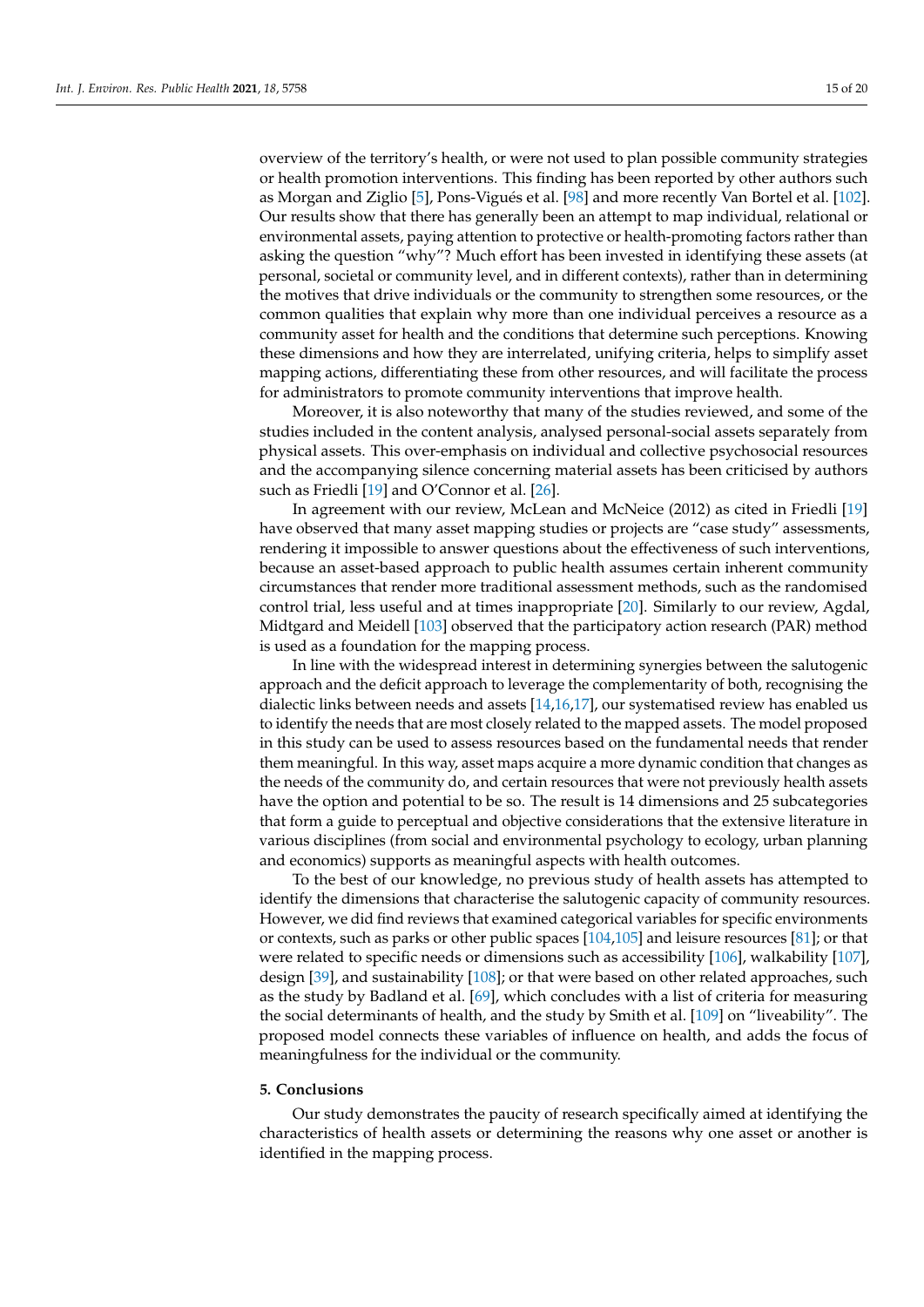overview of the territory's health, or were not used to plan possible community strategies or health promotion interventions. This finding has been reported by other authors such as Morgan and Ziglio [5], Pons-Vigués et al. [98] and more recently Van Bortel et al. [102]. Our results show that there has generally been an attempt to map individual, relational or environmental assets, paying attention to protective or health-promoting factors rather than asking the question "why"? Much effort has been invested in identifying these assets (at personal, societal or community level, and in different contexts), rather than in determining the motives that drive individuals or the community to strengthen some resources, or the common qualities that explain why more than one individual perceives a resource as a community asset for health and the conditions that determine such perceptions. Knowing these dimensions and how they are interrelated, unifying criteria, helps to simplify asset mapping actions, differentiating these from other resources, and will facilitate the process for administrators to promote community interventions that improve health.

Moreover, it is also noteworthy that many of the studies reviewed, and some of the studies included in the content analysis, analysed personal-social assets separately from physical assets. This over-emphasis on individual and collective psychosocial resources and the accompanying silence concerning material assets has been criticised by authors such as Friedli [19] and O'Connor et al. [26].

In agreement with our review, McLean and McNeice (2012) as cited in Friedli [19] have observed that many asset mapping studies or projects are "case study" assessments, rendering it impossible to answer questions about the effectiveness of such interventions, because an asset-based approach to public health assumes certain inherent community circumstances that render more traditional assessment methods, such as the randomised control trial, less useful and at times inappropriate [20]. Similarly to our review, Agdal, Midtgard and Meidell [103] observed that the participatory action research (PAR) method is used as a foundation for the mapping process.

In line with the widespread interest in determining synergies between the salutogenic approach and the deficit approach to leverage the complementarity of both, recognising the dialectic links between needs and assets [14,16,17], our systematised review has enabled us to identify the needs that are most closely related to the mapped assets. The model proposed in this study can be used to assess resources based on the fundamental needs that render them meaningful. In this way, asset maps acquire a more dynamic condition that changes as the needs of the community do, and certain resources that were not previously health assets have the option and potential to be so. The result is 14 dimensions and 25 subcategories that form a guide to perceptual and objective considerations that the extensive literature in various disciplines (from social and environmental psychology to ecology, urban planning and economics) supports as meaningful aspects with health outcomes.

To the best of our knowledge, no previous study of health assets has attempted to identify the dimensions that characterise the salutogenic capacity of community resources. However, we did find reviews that examined categorical variables for specific environments or contexts, such as parks or other public spaces [104,105] and leisure resources [81]; or that were related to specific needs or dimensions such as accessibility [106], walkability [107], design [39], and sustainability [108]; or that were based on other related approaches, such as the study by Badland et al. [69], which concludes with a list of criteria for measuring the social determinants of health, and the study by Smith et al. [109] on "liveability". The proposed model connects these variables of influence on health, and adds the focus of meaningfulness for the individual or the community.

## 5. Conclusions

Our study demonstrates the paucity of research specifically aimed at identifying the characteristics of health assets or determining the reasons why one asset or another is identified in the mapping process.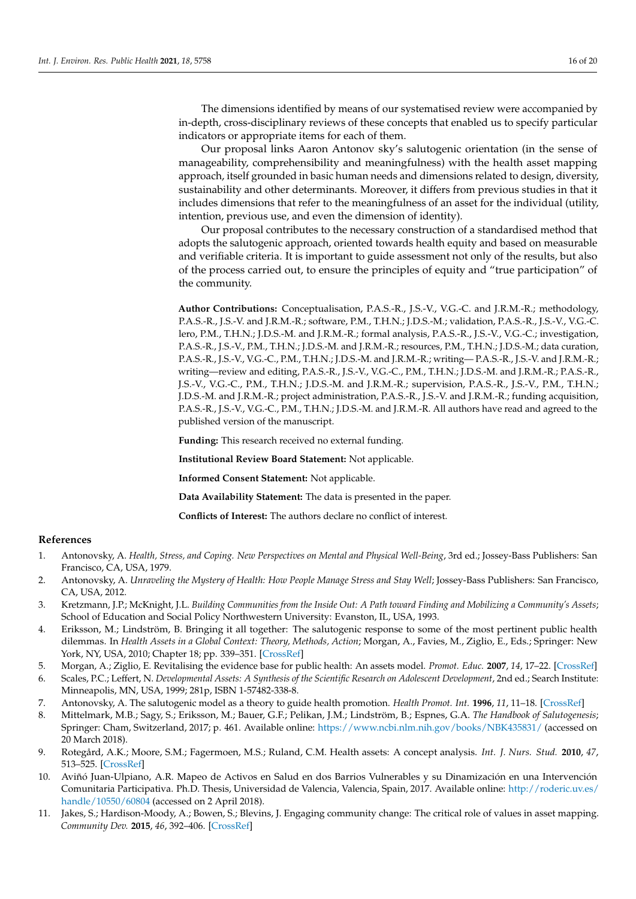The dimensions identified by means of our systematised review were accompanied by in-depth, cross-disciplinary reviews of these concepts that enabled us to specify particular indicators or appropriate items for each of them.

Our proposal links Aaron Antonov sky's salutogenic orientation (in the sense of manageability, comprehensibility and meaningfulness) with the health asset mapping approach, itself grounded in basic human needs and dimensions related to design, diversity, sustainability and other determinants. Moreover, it differs from previous studies in that it includes dimensions that refer to the meaningfulness of an asset for the individual (utility, intention, previous use, and even the dimension of identity).

Our proposal contributes to the necessary construction of a standardised method that adopts the salutogenic approach, oriented towards health equity and based on measurable and verifiable criteria. It is important to guide assessment not only of the results, but also of the process carried out, to ensure the principles of equity and "true participation" of the community.

**Author Contributions:** Conceptualisation, P.A.S.-R., J.S.-V., V.G.-C. and J.R.M.-R.; methodology, P.A.S.-R., J.S.-V. and J.R.M.-R.; software, P.M., T.H.N.; J.D.S.-M.; validation, P.A.S.-R., J.S.-V., V.G.-C. lero, P.M., T.H.N.; J.D.S.-M. and J.R.M.-R.; formal analysis, P.A.S.-R., J.S.-V., V.G.-C.; investigation, P.A.S.-R., J.S.-V., P.M., T.H.N.; J.D.S.-M. and J.R.M.-R.; resources, P.M., T.H.N.; J.D.S.-M.; data curation, P.A.S.-R., J.S.-V., V.G.-C., P.M., T.H.N.; J.D.S.-M. and J.R.M.-R.; writing— P.A.S.-R., J.S.-V. and J.R.M.-R.; writing—review and editing, P.A.S.-R., J.S.-V., V.G.-C., P.M., T.H.N.; J.D.S.-M. and J.R.M.-R.; P.A.S.-R., J.S.-V., V.G.-C., P.M., T.H.N.; J.D.S.-M. and J.R.M.-R.; supervision, P.A.S.-R., J.S.-V., P.M., T.H.N.; J.D.S.-M. and J.R.M.-R.; project administration, P.A.S.-R., J.S.-V. and J.R.M.-R.; funding acquisition, P.A.S.-R., J.S.-V., V.G.-C., P.M., T.H.N.; J.D.S.-M. and J.R.M.-R. All authors have read and agreed to the published version of the manuscript.

**Funding:** This research received no external funding.

**Institutional Review Board Statement:** Not applicable.

**Informed Consent Statement:** Not applicable.

**Data Availability Statement:** The data is presented in the paper.

**Conflicts of Interest:** The authors declare no conflict of interest.

## References

1. Antonovsky, A. *Health, Stress, and Coping. New Perspectives on Mental and Physical Well-Being*, 3rd ed.; Jossey-Bass Publishers: San Francisco, CA, USA, 1979.
2. Antonovsky, A. *Unraveling the Mystery of Health: How People Manage Stress and Stay Well*; Jossey-Bass Publishers: San Francisco, CA, USA, 2012.
3. Kretzmann, J.P.; McKnight, J.L. *Building Communities from the Inside Out: A Path toward Finding and Mobilizing a Community's Assets*; School of Education and Social Policy Northwestern University: Evanston, IL, USA, 1993.
4. Eriksson, M.; Lindström, B. Bringing it all together: The salutogenic response to some of the most pertinent public health dilemmas. In *Health Assets in a Global Context: Theory, Methods, Action*; Morgan, A., Favies, M., Ziglio, E., Eds.; Springer: New York, NY, USA, 2010; Chapter 18; pp. 339–351. [CrossRef]
5. Morgan, A.; Ziglio, E. Revitalising the evidence base for public health: An assets model. *Promot. Educ.* **2007**, *14*, 17–22. [CrossRef]
6. Scales, P.C.; Leffert, N. *Developmental Assets: A Synthesis of the Scientific Research on Adolescent Development*, 2nd ed.; Search Institute: Minneapolis, MN, USA, 1999; 281p, ISBN 1-57482-338-8.
7. Antonovsky, A. The salutogenic model as a theory to guide health promotion. *Health Promot. Int.* **1996**, *11*, 11–18. [CrossRef]
8. Mittelmark, M.B.; Sagy, S.; Eriksson, M.; Bauer, G.F.; Pelikan, J.M.; Lindström, B.; Espnes, G.A. *The Handbook of Salutogenesis*; Springer: Cham, Switzerland, 2017; p. 461. Available online: https://www.ncbi.nlm.nih.gov/books/NBK435831/ (accessed on 20 March 2018).
9. Rotegård, A.K.; Moore, S.M.; Fagermoen, M.S.; Ruland, C.M. Health assets: A concept analysis. *Int. J. Nurs. Stud.* **2010**, *47*, 513–525. [CrossRef]
10. Aviñó Juan-Ulpiano, A.R. Mapeo de Activos en Salud en dos Barrios Vulnerables y su Dinamización en una Intervención Comunitaria Participativa. Ph.D. Thesis, Universidad de Valencia, Valencia, Spain, 2017. Available online: http://roderic.uv.es/handle/10550/60804 (accessed on 2 April 2018).
11. Jakes, S.; Hardison-Moody, A.; Bowen, S.; Blevins, J. Engaging community change: The critical role of values in asset mapping. *Community Dev.* **2015**, *46*, 392–406. [CrossRef]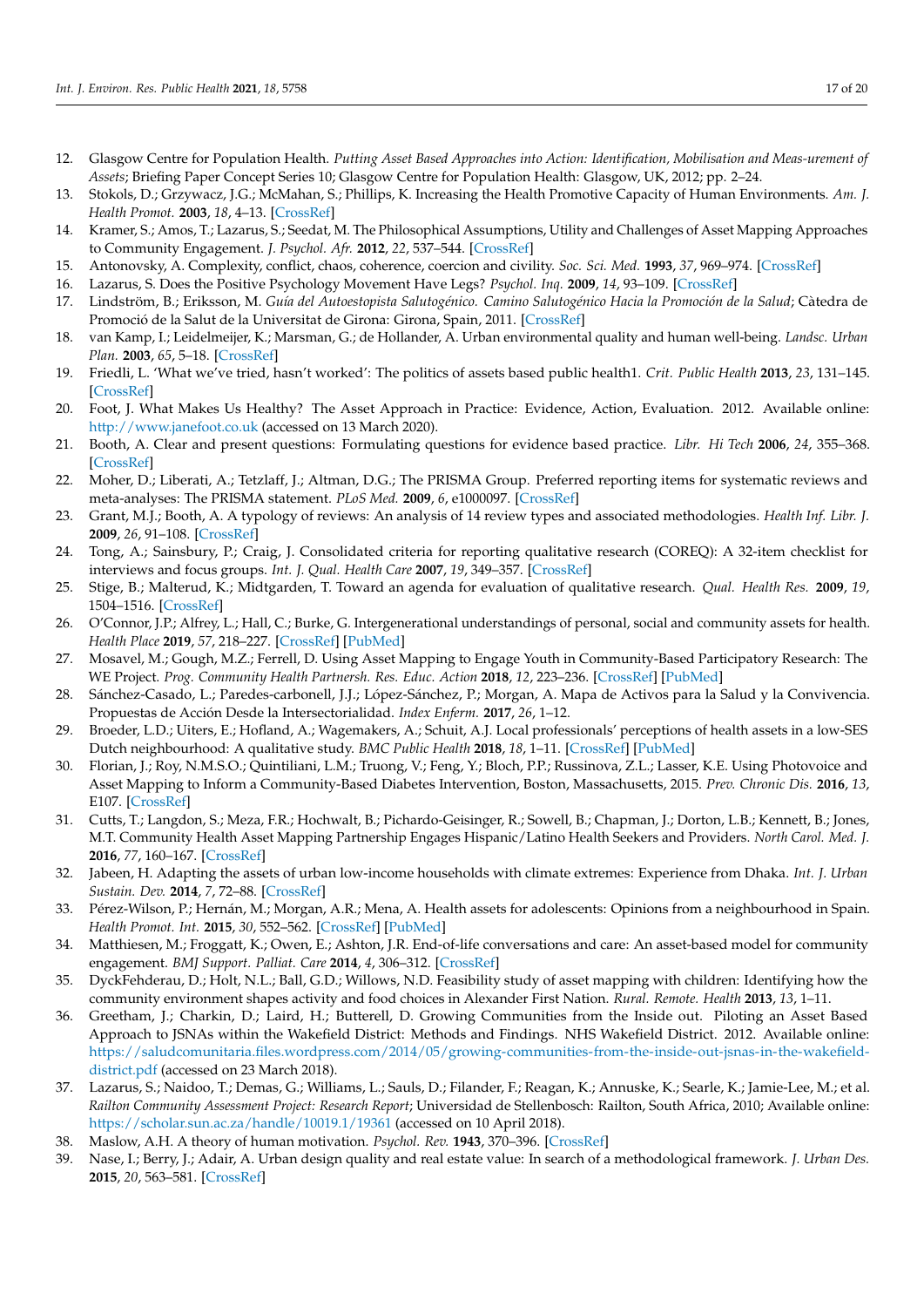12. Glasgow Centre for Population Health. *Putting Asset Based Approaches into Action: Identification, Mobilisation and Meas-urement of Assets*; Briefing Paper Concept Series 10; Glasgow Centre for Population Health: Glasgow, UK, 2012; pp. 2–24.
13. Stokols, D.; Grzywacz, J.G.; McMahan, S.; Phillips, K. Increasing the Health Promotive Capacity of Human Environments. *Am. J. Health Promot.* **2003**, *18*, 4–13. [CrossRef]
14. Kramer, S.; Amos, T.; Lazarus, S.; Seedat, M. The Philosophical Assumptions, Utility and Challenges of Asset Mapping Approaches to Community Engagement. *J. Psychol. Afr.* **2012**, *22*, 537–544. [CrossRef]
15. Antonovsky, A. Complexity, conflict, chaos, coherence, coercion and civility. *Soc. Sci. Med.* **1993**, *37*, 969–974. [CrossRef]
16. Lazarus, S. Does the Positive Psychology Movement Have Legs? *Psychol. Inq.* **2009**, *14*, 93–109. [CrossRef]
17. Lindström, B.; Eriksson, M. *Guía del Autoestopista Salutogénico. Camino Salutogénico Hacia la Promoción de la Salud*; Càtedra de Promoció de la Salut de la Universitat de Girona: Girona, Spain, 2011. [CrossRef]
18. van Kamp, I.; Leidelmeijer, K.; Marsman, G.; de Hollander, A. Urban environmental quality and human well-being. *Landsc. Urban Plan.* **2003**, *65*, 5–18. [CrossRef]
19. Friedli, L. 'What we've tried, hasn't worked': The politics of assets based public health1. *Crit. Public Health* **2013**, *23*, 131–145. [CrossRef]
20. Foot, J. What Makes Us Healthy? The Asset Approach in Practice: Evidence, Action, Evaluation. 2012. Available online: http://www.janefoot.co.uk (accessed on 13 March 2020).
21. Booth, A. Clear and present questions: Formulating questions for evidence based practice. *Libr. Hi Tech* **2006**, *24*, 355–368. [CrossRef]
22. Moher, D.; Liberati, A.; Tetzlaff, J.; Altman, D.G.; The PRISMA Group. Preferred reporting items for systematic reviews and meta-analyses: The PRISMA statement. *PLoS Med.* **2009**, *6*, e1000097. [CrossRef]
23. Grant, M.J.; Booth, A. A typology of reviews: An analysis of 14 review types and associated methodologies. *Health Inf. Libr. J.* **2009**, *26*, 91–108. [CrossRef]
24. Tong, A.; Sainsbury, P.; Craig, J. Consolidated criteria for reporting qualitative research (COREQ): A 32-item checklist for interviews and focus groups. *Int. J. Qual. Health Care* **2007**, *19*, 349–357. [CrossRef]
25. Stige, B.; Malterud, K.; Midtgarden, T. Toward an agenda for evaluation of qualitative research. *Qual. Health Res.* **2009**, *19*, 1504–1516. [CrossRef]
26. O'Connor, J.P.; Alfrey, L.; Hall, C.; Burke, G. Intergenerational understandings of personal, social and community assets for health. *Health Place* **2019**, *57*, 218–227. [CrossRef] [PubMed]
27. Mosavel, M.; Gough, M.Z.; Ferrell, D. Using Asset Mapping to Engage Youth in Community-Based Participatory Research: The WE Project. *Prog. Community Health Partnersh. Res. Educ. Action* **2018**, *12*, 223–236. [CrossRef] [PubMed]
28. Sánchez-Casado, L.; Paredes-carbonell, J.J.; López-Sánchez, P.; Morgan, A. Mapa de Activos para la Salud y la Convivencia. Propuestas de Acción Desde la Intersectorialidad. *Index Enferm.* **2017**, *26*, 1–12.
29. Broeder, L.D.; Uiters, E.; Hofland, A.; Wagemakers, A.; Schuit, A.J. Local professionals' perceptions of health assets in a low-SES Dutch neighbourhood: A qualitative study. *BMC Public Health* **2018**, *18*, 1–11. [CrossRef] [PubMed]
30. Florian, J.; Roy, N.M.S.O.; Quintiliani, L.M.; Truong, V.; Feng, Y.; Bloch, P.P.; Russinova, Z.L.; Lasser, K.E. Using Photovoice and Asset Mapping to Inform a Community-Based Diabetes Intervention, Boston, Massachusetts, 2015. *Prev. Chronic Dis.* **2016**, *13*, E107. [CrossRef]
31. Cutts, T.; Langdon, S.; Meza, F.R.; Hochwalt, B.; Pichardo-Geisinger, R.; Sowell, B.; Chapman, J.; Dorton, L.B.; Kennett, B.; Jones, M.T. Community Health Asset Mapping Partnership Engages Hispanic/Latino Health Seekers and Providers. *North Carol. Med. J.* **2016**, *77*, 160–167. [CrossRef]
32. Jabeen, H. Adapting the assets of urban low-income households with climate extremes: Experience from Dhaka. *Int. J. Urban Sustain. Dev.* **2014**, *7*, 72–88. [CrossRef]
33. Pérez-Wilson, P.; Hernán, M.; Morgan, A.R.; Mena, A. Health assets for adolescents: Opinions from a neighbourhood in Spain. *Health Promot. Int.* **2015**, *30*, 552–562. [CrossRef] [PubMed]
34. Matthiesen, M.; Froggatt, K.; Owen, E.; Ashton, J.R. End-of-life conversations and care: An asset-based model for community engagement. *BMJ Support. Palliat. Care* **2014**, *4*, 306–312. [CrossRef]
35. DyckFehderau, D.; Holt, N.L.; Ball, G.D.; Willows, N.D. Feasibility study of asset mapping with children: Identifying how the community environment shapes activity and food choices in Alexander First Nation. *Rural. Remote. Health* **2013**, *13*, 1–11.
36. Greetham, J.; Charkin, D.; Laird, H.; Butterell, D. Growing Communities from the Inside out. Piloting an Asset Based Approach to JSNAs within the Wakefield District: Methods and Findings. NHS Wakefield District. 2012. Available online: https://saludcomunitaria.files.wordpress.com/2014/05/growing-communities-from-the-inside-out-jsnas-in-the-wakefield-district.pdf (accessed on 23 March 2018).
37. Lazarus, S.; Naidoo, T.; Demas, G.; Williams, L.; Sauls, D.; Filander, F.; Reagan, K.; Annuske, K.; Searle, K.; Jamie-Lee, M.; et al. *Railton Community Assessment Project: Research Report*; Universidad de Stellenbosch: Railton, South Africa, 2010; Available online: https://scholar.sun.ac.za/handle/10019.1/19361 (accessed on 10 April 2018).
38. Maslow, A.H. A theory of human motivation. *Psychol. Rev.* **1943**, 370–396. [CrossRef]
39. Nase, I.; Berry, J.; Adair, A. Urban design quality and real estate value: In search of a methodological framework. *J. Urban Des.* **2015**, *20*, 563–581. [CrossRef]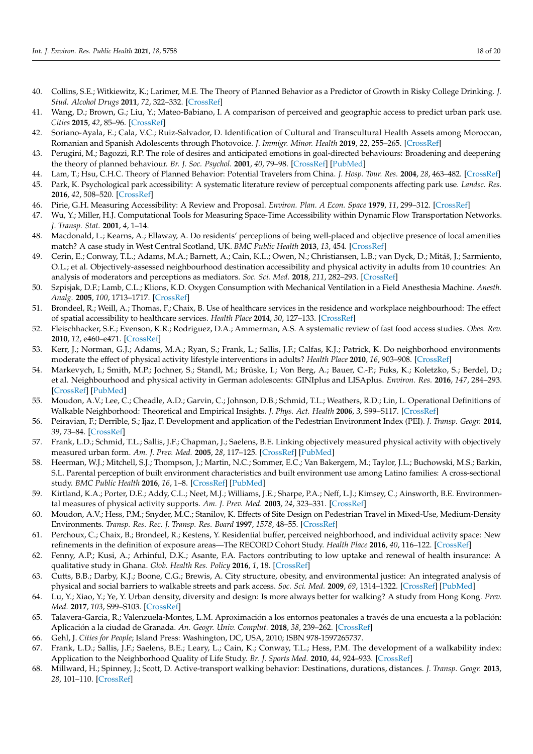40. Collins, S.E.; Witkiewitz, K.; Larimer, M.E. The Theory of Planned Behavior as a Predictor of Growth in Risky College Drinking. *J. Stud. Alcohol Drugs* **2011**, *72*, 322–332. [CrossRef]
41. Wang, D.; Brown, G.; Liu, Y.; Mateo-Babiano, I. A comparison of perceived and geographic access to predict urban park use. *Cities* **2015**, *42*, 85–96. [CrossRef]
42. Soriano-Ayala, E.; Cala, V.C.; Ruiz-Salvador, D. Identification of Cultural and Transcultural Health Assets among Moroccan, Romanian and Spanish Adolescents through Photovoice. *J. Immigr. Minor. Health* **2019**, *22*, 255–265. [CrossRef]
43. Perugini, M.; Bagozzi, R.P. The role of desires and anticipated emotions in goal-directed behaviours: Broadening and deepening the theory of planned behaviour. *Br. J. Soc. Psychol.* **2001**, *40*, 79–98. [CrossRef] [PubMed]
44. Lam, T.; Hsu, C.H.C. Theory of Planned Behavior: Potential Travelers from China. *J. Hosp. Tour. Res.* **2004**, *28*, 463–482. [CrossRef]
45. Park, K. Psychological park accessibility: A systematic literature review of perceptual components affecting park use. *Landsc. Res.* **2016**, *42*, 508–520. [CrossRef]
46. Pirie, G.H. Measuring Accessibility: A Review and Proposal. *Environ. Plan. A Econ. Space* **1979**, *11*, 299–312. [CrossRef]
47. Wu, Y.; Miller, H.J. Computational Tools for Measuring Space-Time Accessibility within Dynamic Flow Transportation Networks. *J. Transp. Stat.* **2001**, *4*, 1–14.
48. Macdonald, L.; Kearns, A.; Ellaway, A. Do residents' perceptions of being well-placed and objective presence of local amenities match? A case study in West Central Scotland, UK. *BMC Public Health* **2013**, *13*, 454. [CrossRef]
49. Cerin, E.; Conway, T.L.; Adams, M.A.; Barnett, A.; Cain, K.L.; Owen, N.; Christiansen, L.B.; van Dyck, D.; Mitáš, J.; Sarmiento, O.L.; et al. Objectively-assessed neighbourhood destination accessibility and physical activity in adults from 10 countries: An analysis of moderators and perceptions as mediators. *Soc. Sci. Med.* **2018**, *211*, 282–293. [CrossRef]
50. Szpisjak, D.F.; Lamb, C.L.; Klions, K.D. Oxygen Consumption with Mechanical Ventilation in a Field Anesthesia Machine. *Anesth. Analg.* **2005**, *100*, 1713–1717. [CrossRef]
51. Brondeel, R.; Weill, A.; Thomas, F.; Chaix, B. Use of healthcare services in the residence and workplace neighbourhood: The effect of spatial accessibility to healthcare services. *Health Place* **2014**, *30*, 127–133. [CrossRef]
52. Fleischhacker, S.E.; Evenson, K.R.; Rodriguez, D.A.; Ammerman, A.S. A systematic review of fast food access studies. *Obes. Rev.* **2010**, *12*, e460–e471. [CrossRef]
53. Kerr, J.; Norman, G.J.; Adams, M.A.; Ryan, S.; Frank, L.; Sallis, J.F.; Calfas, K.J.; Patrick, K. Do neighborhood environments moderate the effect of physical activity lifestyle interventions in adults? *Health Place* **2010**, *16*, 903–908. [CrossRef]
54. Markevych, I.; Smith, M.P.; Jochner, S.; Standl, M.; Brüske, I.; Von Berg, A.; Bauer, C.-P.; Fuks, K.; Koletzko, S.; Berdel, D.; et al. Neighbourhood and physical activity in German adolescents: GINIplus and LISAplus. *Environ. Res.* **2016**, *147*, 284–293. [CrossRef] [PubMed]
55. Moudon, A.V.; Lee, C.; Cheadle, A.D.; Garvin, C.; Johnson, D.B.; Schmid, T.L.; Weathers, R.D.; Lin, L. Operational Definitions of Walkable Neighborhood: Theoretical and Empirical Insights. *J. Phys. Act. Health* **2006**, *3*, S99–S117. [CrossRef]
56. Peiravian, F.; Derrible, S.; Ijaz, F. Development and application of the Pedestrian Environment Index (PEI). *J. Transp. Geogr.* **2014**, *39*, 73–84. [CrossRef]
57. Frank, L.D.; Schmid, T.L.; Sallis, J.F.; Chapman, J.; Saelens, B.E. Linking objectively measured physical activity with objectively measured urban form. *Am. J. Prev. Med.* **2005**, *28*, 117–125. [CrossRef] [PubMed]
58. Heerman, W.J.; Mitchell, S.J.; Thompson, J.; Martin, N.C.; Sommer, E.C.; Van Bakergem, M.; Taylor, J.L.; Buchowski, M.S.; Barkin, S.L. Parental perception of built environment characteristics and built environment use among Latino families: A cross-sectional study. *BMC Public Health* **2016**, *16*, 1–8. [CrossRef] [PubMed]
59. Kirtland, K.A.; Porter, D.E.; Addy, C.L.; Neet, M.J.; Williams, J.E.; Sharpe, P.A.; Neff, L.J.; Kimsey, C.; Ainsworth, B.E. Environmental measures of physical activity supports. *Am. J. Prev. Med.* **2003**, *24*, 323–331. [CrossRef]
60. Moudon, A.V.; Hess, P.M.; Snyder, M.C.; Stanilov, K. Effects of Site Design on Pedestrian Travel in Mixed-Use, Medium-Density Environments. *Transp. Res. Rec. J. Transp. Res. Board* **1997**, *1578*, 48–55. [CrossRef]
61. Perchoux, C.; Chaix, B.; Brondeel, R.; Kestens, Y. Residential buffer, perceived neighborhood, and individual activity space: New refinements in the definition of exposure areas—The RECORD Cohort Study. *Health Place* **2016**, *40*, 116–122. [CrossRef]
62. Fenny, A.P.; Kusi, A.; Arhinful, D.K.; Asante, F.A. Factors contributing to low uptake and renewal of health insurance: A qualitative study in Ghana. *Glob. Health Res. Policy* **2016**, *1*, 18. [CrossRef]
63. Cutts, B.B.; Darby, K.J.; Boone, C.G.; Brewis, A. City structure, obesity, and environmental justice: An integrated analysis of physical and social barriers to walkable streets and park access. *Soc. Sci. Med.* **2009**, *69*, 1314–1322. [CrossRef] [PubMed]
64. Lu, Y.; Xiao, Y.; Ye, Y. Urban density, diversity and design: Is more always better for walking? A study from Hong Kong. *Prev. Med.* **2017**, *103*, S99–S103. [CrossRef]
65. Talavera-Garcia, R.; Valenzuela-Montes, L.M. Aproximación a los entornos peatonales a través de una encuesta a la población: Aplicación a la ciudad de Granada. *An. Geogr. Univ. Complut.* **2018**, *38*, 239–262. [CrossRef]
66. Gehl, J. *Cities for People*; Island Press: Washington, DC, USA, 2010; ISBN 978-1597265737.
67. Frank, L.D.; Sallis, J.F.; Saelens, B.E.; Leary, L.; Cain, K.; Conway, T.L.; Hess, P.M. The development of a walkability index: Application to the Neighborhood Quality of Life Study. *Br. J. Sports Med.* **2010**, *44*, 924–933. [CrossRef]
68. Millward, H.; Spinney, J.; Scott, D. Active-transport walking behavior: Destinations, durations, distances. *J. Transp. Geogr.* **2013**, *28*, 101–110. [CrossRef]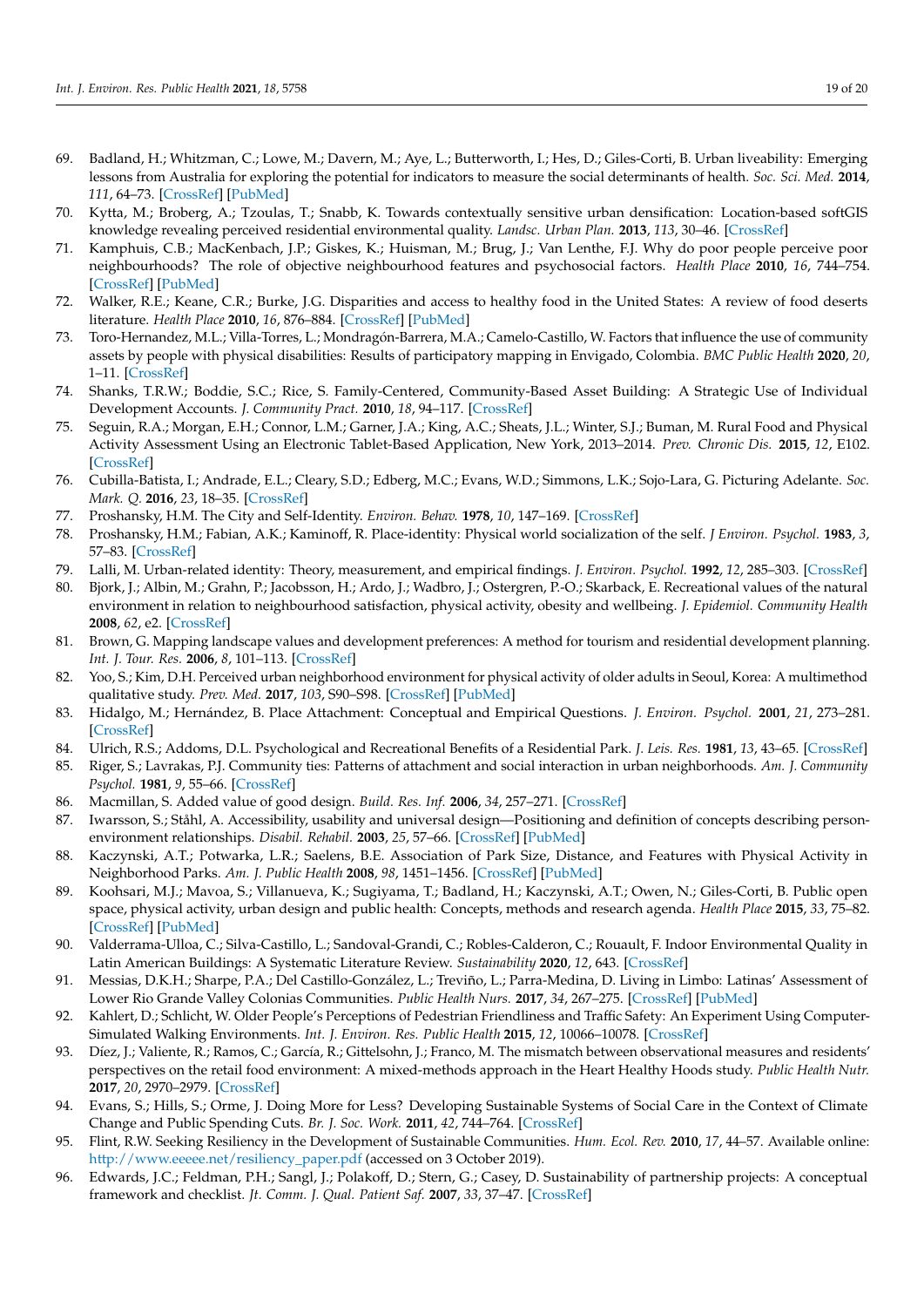69. Badland, H.; Whitzman, C.; Lowe, M.; Davern, M.; Aye, L.; Butterworth, I.; Hes, D.; Giles-Corti, B. Urban liveability: Emerging lessons from Australia for exploring the potential for indicators to measure the social determinants of health. *Soc. Sci. Med.* **2014**, *111*, 64–73. [CrossRef] [PubMed]
70. Kytta, M.; Broberg, A.; Tzoulas, T.; Snabb, K. Towards contextually sensitive urban densification: Location-based softGIS knowledge revealing perceived residential environmental quality. *Landsc. Urban Plan.* **2013**, *113*, 30–46. [CrossRef]
71. Kamphuis, C.B.; MacKenbach, J.P.; Giskes, K.; Huisman, M.; Brug, J.; Van Lenthe, F.J. Why do poor people perceive poor neighbourhoods? The role of objective neighbourhood features and psychosocial factors. *Health Place* **2010**, *16*, 744–754. [CrossRef] [PubMed]
72. Walker, R.E.; Keane, C.R.; Burke, J.G. Disparities and access to healthy food in the United States: A review of food deserts literature. *Health Place* **2010**, *16*, 876–884. [CrossRef] [PubMed]
73. Toro-Hernandez, M.L.; Villa-Torres, L.; Mondragón-Barrera, M.A.; Camelo-Castillo, W. Factors that influence the use of community assets by people with physical disabilities: Results of participatory mapping in Envigado, Colombia. *BMC Public Health* **2020**, *20*, 1–11. [CrossRef]
74. Shanks, T.R.W.; Boddie, S.C.; Rice, S. Family-Centered, Community-Based Asset Building: A Strategic Use of Individual Development Accounts. *J. Community Pract.* **2010**, *18*, 94–117. [CrossRef]
75. Seguin, R.A.; Morgan, E.H.; Connor, L.M.; Garner, J.A.; King, A.C.; Sheats, J.L.; Winter, S.J.; Buman, M. Rural Food and Physical Activity Assessment Using an Electronic Tablet-Based Application, New York, 2013–2014. *Prev. Chronic Dis.* **2015**, *12*, E102. [CrossRef]
76. Cubilla-Batista, I.; Andrade, E.L.; Cleary, S.D.; Edberg, M.C.; Evans, W.D.; Simmons, L.K.; Sojo-Lara, G. Picturing Adelante. *Soc. Mark. Q.* **2016**, *23*, 18–35. [CrossRef]
77. Proshansky, H.M. The City and Self-Identity. *Environ. Behav.* **1978**, *10*, 147–169. [CrossRef]
78. Proshansky, H.M.; Fabian, A.K.; Kaminoff, R. Place-identity: Physical world socialization of the self. *J Environ. Psychol.* **1983**, *3*, 57–83. [CrossRef]
79. Lalli, M. Urban-related identity: Theory, measurement, and empirical findings. *J. Environ. Psychol.* **1992**, *12*, 285–303. [CrossRef]
80. Bjork, J.; Albin, M.; Grahn, P.; Jacobsson, H.; Ardo, J.; Wadbro, J.; Ostergren, P.-O.; Skarback, E. Recreational values of the natural environment in relation to neighbourhood satisfaction, physical activity, obesity and wellbeing. *J. Epidemiol. Community Health* **2008**, *62*, e2. [CrossRef]
81. Brown, G. Mapping landscape values and development preferences: A method for tourism and residential development planning. *Int. J. Tour. Res.* **2006**, *8*, 101–113. [CrossRef]
82. Yoo, S.; Kim, D.H. Perceived urban neighborhood environment for physical activity of older adults in Seoul, Korea: A multimethod qualitative study. *Prev. Med.* **2017**, *103*, S90–S98. [CrossRef] [PubMed]
83. Hidalgo, M.; Hernández, B. Place Attachment: Conceptual and Empirical Questions. *J. Environ. Psychol.* **2001**, *21*, 273–281. [CrossRef]
84. Ulrich, R.S.; Addoms, D.L. Psychological and Recreational Benefits of a Residential Park. *J. Leis. Res.* **1981**, *13*, 43–65. [CrossRef]
85. Riger, S.; Lavrakas, P.J. Community ties: Patterns of attachment and social interaction in urban neighborhoods. *Am. J. Community Psychol.* **1981**, *9*, 55–66. [CrossRef]
86. Macmillan, S. Added value of good design. *Build. Res. Inf.* **2006**, *34*, 257–271. [CrossRef]
87. Iwarsson, S.; Ståhl, A. Accessibility, usability and universal design—Positioning and definition of concepts describing person-environment relationships. *Disabil. Rehabil.* **2003**, *25*, 57–66. [CrossRef] [PubMed]
88. Kaczynski, A.T.; Potwarka, L.R.; Saelens, B.E. Association of Park Size, Distance, and Features with Physical Activity in Neighborhood Parks. *Am. J. Public Health* **2008**, *98*, 1451–1456. [CrossRef] [PubMed]
89. Koohsari, M.J.; Mavoa, S.; Villanueva, K.; Sugiyama, T.; Badland, H.; Kaczynski, A.T.; Owen, N.; Giles-Corti, B. Public open space, physical activity, urban design and public health: Concepts, methods and research agenda. *Health Place* **2015**, *33*, 75–82. [CrossRef] [PubMed]
90. Valderrama-Ulloa, C.; Silva-Castillo, L.; Sandoval-Grandi, C.; Robles-Calderon, C.; Rouault, F. Indoor Environmental Quality in Latin American Buildings: A Systematic Literature Review. *Sustainability* **2020**, *12*, 643. [CrossRef]
91. Messias, D.K.H.; Sharpe, P.A.; Del Castillo-González, L.; Treviño, L.; Parra-Medina, D. Living in Limbo: Latinas' Assessment of Lower Rio Grande Valley Colonias Communities. *Public Health Nurs.* **2017**, *34*, 267–275. [CrossRef] [PubMed]
92. Kahlert, D.; Schlicht, W. Older People's Perceptions of Pedestrian Friendliness and Traffic Safety: An Experiment Using Computer-Simulated Walking Environments. *Int. J. Environ. Res. Public Health* **2015**, *12*, 10066–10078. [CrossRef]
93. Díez, J.; Valiente, R.; Ramos, C.; García, R.; Gittelsohn, J.; Franco, M. The mismatch between observational measures and residents' perspectives on the retail food environment: A mixed-methods approach in the Heart Healthy Hoods study. *Public Health Nutr.* **2017**, *20*, 2970–2979. [CrossRef]
94. Evans, S.; Hills, S.; Orme, J. Doing More for Less? Developing Sustainable Systems of Social Care in the Context of Climate Change and Public Spending Cuts. *Br. J. Soc. Work.* **2011**, *42*, 744–764. [CrossRef]
95. Flint, R.W. Seeking Resiliency in the Development of Sustainable Communities. *Hum. Ecol. Rev.* **2010**, *17*, 44–57. Available online: http://www.eeeee.net/resiliency_paper.pdf (accessed on 3 October 2019).
96. Edwards, J.C.; Feldman, P.H.; Sangl, J.; Polakoff, D.; Stern, G.; Casey, D. Sustainability of partnership projects: A conceptual framework and checklist. *Jt. Comm. J. Qual. Patient Saf.* **2007**, *33*, 37–47. [CrossRef]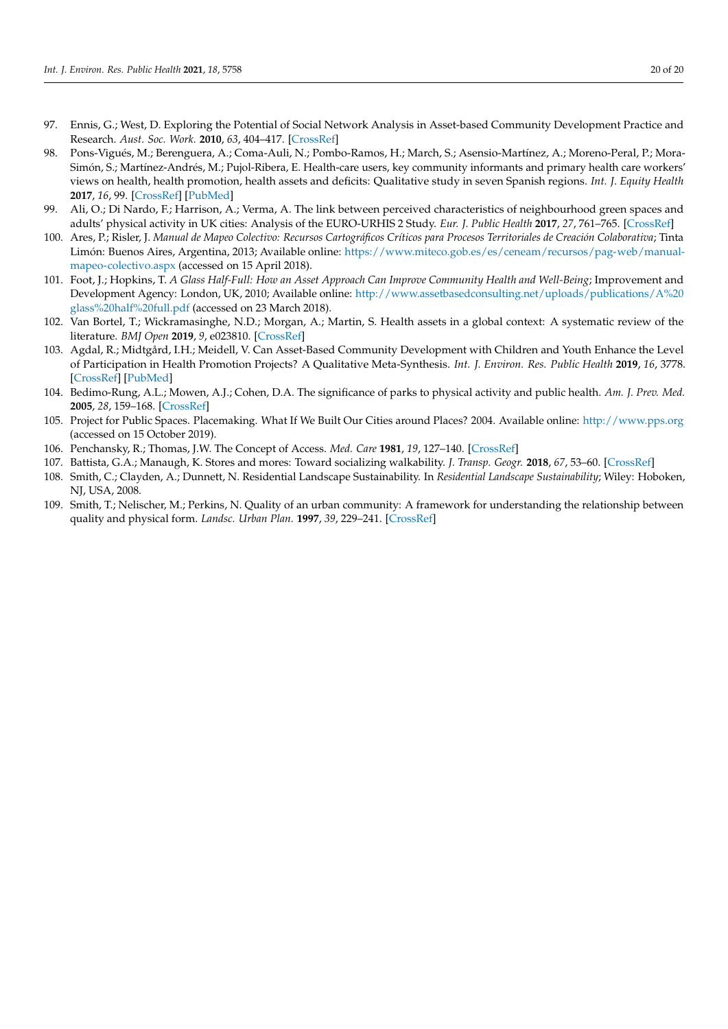97. Ennis, G.; West, D. Exploring the Potential of Social Network Analysis in Asset-based Community Development Practice and Research. *Aust. Soc. Work.* **2010**, *63*, 404–417. [CrossRef]
98. Pons-Vigués, M.; Berenguera, A.; Coma-Auli, N.; Pombo-Ramos, H.; March, S.; Asensio-Martínez, A.; Moreno-Peral, P.; Mora-Simón, S.; Martínez-Andrés, M.; Pujol-Ribera, E. Health-care users, key community informants and primary health care workers' views on health, health promotion, health assets and deficits: Qualitative study in seven Spanish regions. *Int. J. Equity Health* **2017**, *16*, 99. [CrossRef] [PubMed]
99. Ali, O.; Di Nardo, F.; Harrison, A.; Verma, A. The link between perceived characteristics of neighbourhood green spaces and adults' physical activity in UK cities: Analysis of the EURO-URHIS 2 Study. *Eur. J. Public Health* **2017**, *27*, 761–765. [CrossRef]
100. Ares, P.; Risler, J. *Manual de Mapeo Colectivo: Recursos Cartográficos Críticos para Procesos Territoriales de Creación Colaborativa*; Tinta Limón: Buenos Aires, Argentina, 2013; Available online: https://www.miteco.gob.es/es/ceneam/recursos/pag-web/manual-mapeo-colectivo.aspx (accessed on 15 April 2018).
101. Foot, J.; Hopkins, T. *A Glass Half-Full: How an Asset Approach Can Improve Community Health and Well-Being*; Improvement and Development Agency: London, UK, 2010; Available online: http://www.assetbasedconsulting.net/uploads/publications/A%20glass%20half%20full.pdf (accessed on 23 March 2018).
102. Van Bortel, T.; Wickramasinghe, N.D.; Morgan, A.; Martin, S. Health assets in a global context: A systematic review of the literature. *BMJ Open* **2019**, *9*, e023810. [CrossRef]
103. Agdal, R.; Midtgård, I.H.; Meidell, V. Can Asset-Based Community Development with Children and Youth Enhance the Level of Participation in Health Promotion Projects? A Qualitative Meta-Synthesis. *Int. J. Environ. Res. Public Health* **2019**, *16*, 3778. [CrossRef] [PubMed]
104. Bedimo-Rung, A.L.; Mowen, A.J.; Cohen, D.A. The significance of parks to physical activity and public health. *Am. J. Prev. Med.* **2005**, *28*, 159–168. [CrossRef]
105. Project for Public Spaces. Placemaking. What If We Built Our Cities around Places? 2004. Available online: http://www.pps.org (accessed on 15 October 2019).
106. Penchansky, R.; Thomas, J.W. The Concept of Access. *Med. Care* **1981**, *19*, 127–140. [CrossRef]
107. Battista, G.A.; Manaugh, K. Stores and mores: Toward socializing walkability. *J. Transp. Geogr.* **2018**, *67*, 53–60. [CrossRef]
108. Smith, C.; Clayden, A.; Dunnett, N. Residential Landscape Sustainability. In *Residential Landscape Sustainability*; Wiley: Hoboken, NJ, USA, 2008.
109. Smith, T.; Nelischer, M.; Perkins, N. Quality of an urban community: A framework for understanding the relationship between quality and physical form. *Landsc. Urban Plan.* **1997**, *39*, 229–241. [CrossRef]